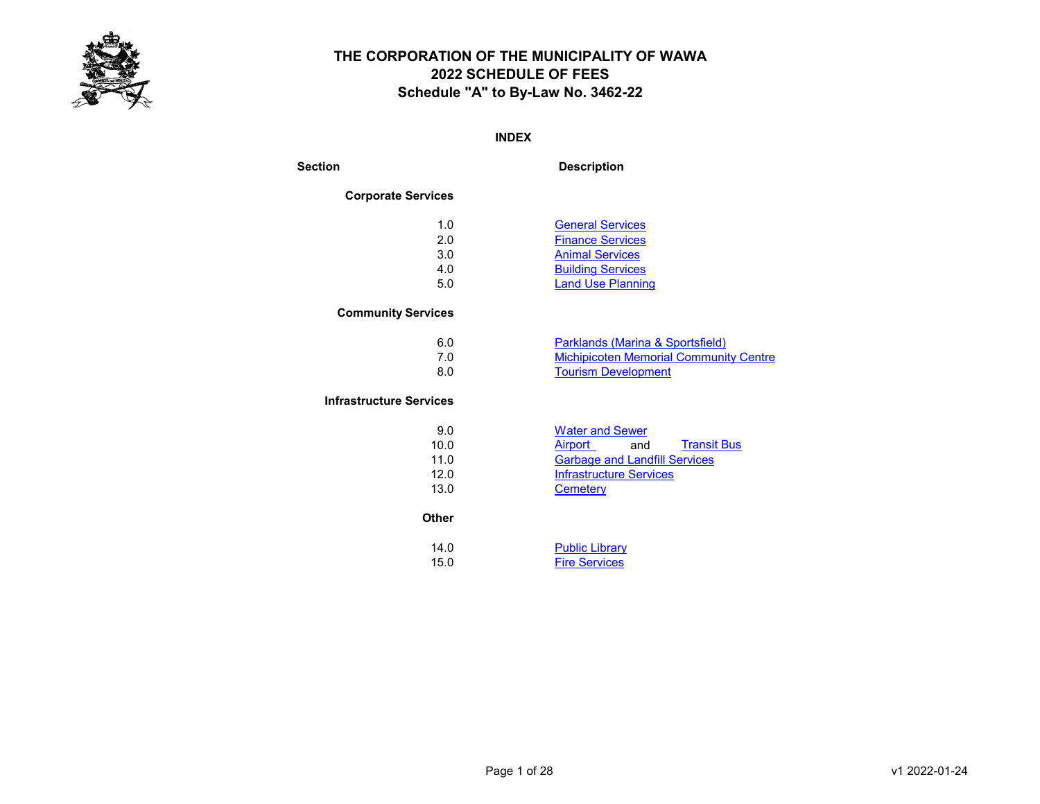# THE CORPORATION OF THE MUNICIPALITY OF WAWA
## 2022 SCHEDULE OF FEES
### Schedule "A" to By-Law No. 3462-22

**INDEX**

| Section | Description |
|---|---|
| **Corporate Services** | |
| 1.0 | General Services |
| 2.0 | Finance Services |
| 3.0 | Animal Services |
| 4.0 | Building Services |
| 5.0 | Land Use Planning |
| **Community Services** | |
| 6.0 | Parklands (Marina & Sportsfield) |
| 7.0 | Michipicoten Memorial Community Centre |
| 8.0 | Tourism Development |
| **Infrastructure Services** | |
| 9.0 | Water and Sewer |
| 10.0 | Airport and Transit Bus |
| 11.0 | Garbage and Landfill Services |
| 12.0 | Infrastructure Services |
| 13.0 | Cemetery |
| **Other** | |
| 14.0 | Public Library |
| 15.0 | Fire Services |

v1 2022-01-24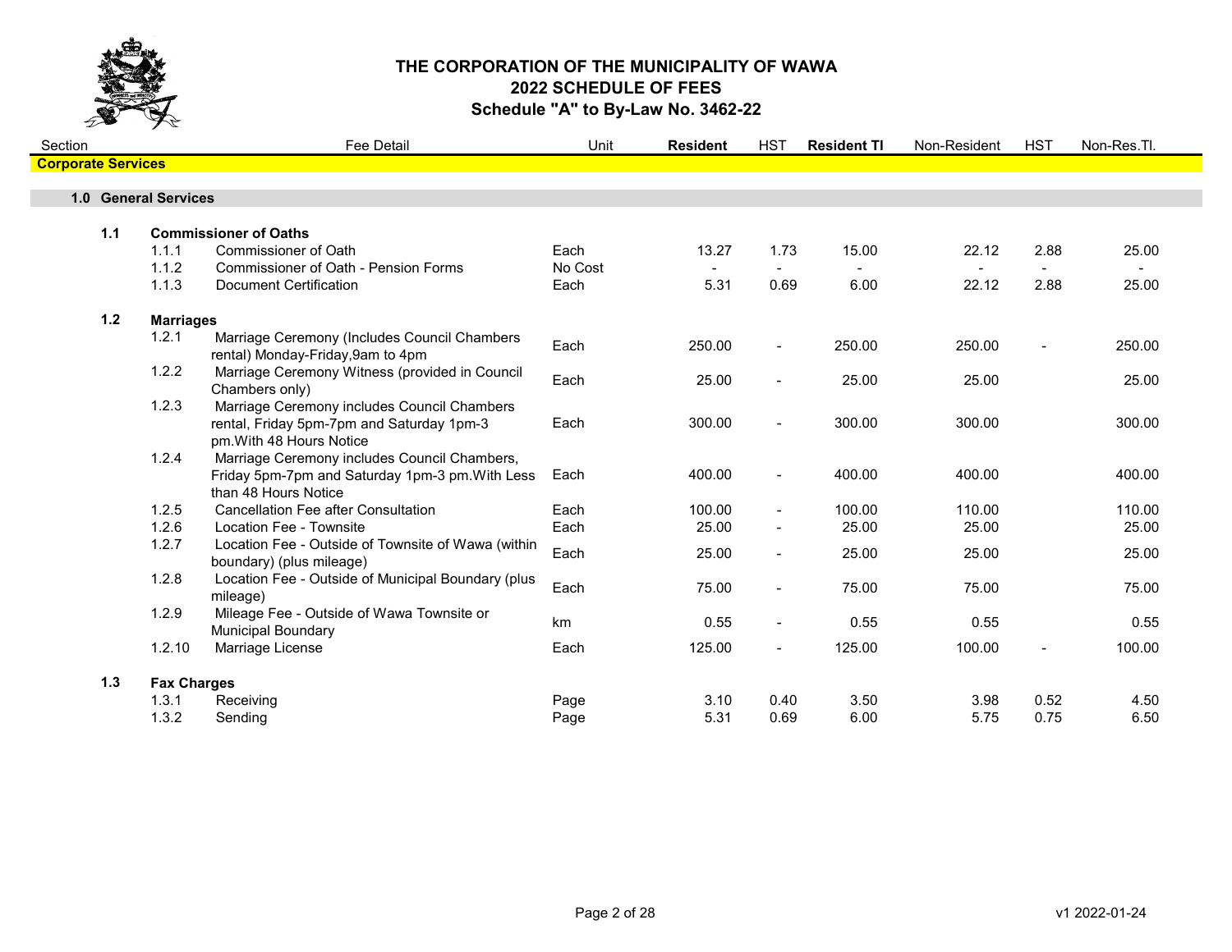# THE CORPORATION OF THE MUNICIPALITY OF WAWA
## 2022 SCHEDULE OF FEES
## Schedule "A" to By-Law No. 3462-22

| Section | | Fee Detail | Unit | **Resident** | HST | **Resident TI** | Non-Resident | HST | Non-Res.TI. |
|---|---|---|---|---|---|---|---|---|---|
| **Corporate Services** | | | | | | | | | |
| **1.0 General Services** | | | | | | | | | |
| **1.1** | **Commissioner of Oaths** | | | | | | | | |
| | 1.1.1 | Commissioner of Oath | Each | 13.27 | 1.73 | 15.00 | 22.12 | 2.88 | 25.00 |
| | 1.1.2 | Commissioner of Oath - Pension Forms | No Cost | - | - | - | - | - | - |
| | 1.1.3 | Document Certification | Each | 5.31 | 0.69 | 6.00 | 22.12 | 2.88 | 25.00 |
| **1.2** | **Marriages** | | | | | | | | |
| | 1.2.1 | Marriage Ceremony (Includes Council Chambers rental) Monday-Friday,9am to 4pm | Each | 250.00 | - | 250.00 | 250.00 | - | 250.00 |
| | 1.2.2 | Marriage Ceremony Witness (provided in Council Chambers only) | Each | 25.00 | - | 25.00 | 25.00 | | 25.00 |
| | 1.2.3 | Marriage Ceremony includes Council Chambers rental, Friday 5pm-7pm and Saturday 1pm-3 pm.With 48 Hours Notice | Each | 300.00 | - | 300.00 | 300.00 | | 300.00 |
| | 1.2.4 | Marriage Ceremony includes Council Chambers, Friday 5pm-7pm and Saturday 1pm-3 pm.With Less than 48 Hours Notice | Each | 400.00 | - | 400.00 | 400.00 | | 400.00 |
| | 1.2.5 | Cancellation Fee after Consultation | Each | 100.00 | - | 100.00 | 110.00 | | 110.00 |
| | 1.2.6 | Location Fee - Townsite | Each | 25.00 | - | 25.00 | 25.00 | | 25.00 |
| | 1.2.7 | Location Fee - Outside of Townsite of Wawa (within boundary) (plus mileage) | Each | 25.00 | - | 25.00 | 25.00 | | 25.00 |
| | 1.2.8 | Location Fee - Outside of Municipal Boundary (plus mileage) | Each | 75.00 | - | 75.00 | 75.00 | | 75.00 |
| | 1.2.9 | Mileage Fee - Outside of Wawa Townsite or Municipal Boundary | km | 0.55 | - | 0.55 | 0.55 | | 0.55 |
| | 1.2.10 | Marriage License | Each | 125.00 | - | 125.00 | 100.00 | - | 100.00 |
| **1.3** | **Fax Charges** | | | | | | | | |
| | 1.3.1 | Receiving | Page | 3.10 | 0.40 | 3.50 | 3.98 | 0.52 | 4.50 |
| | 1.3.2 | Sending | Page | 5.31 | 0.69 | 6.00 | 5.75 | 0.75 | 6.50 |

v1 2022-01-24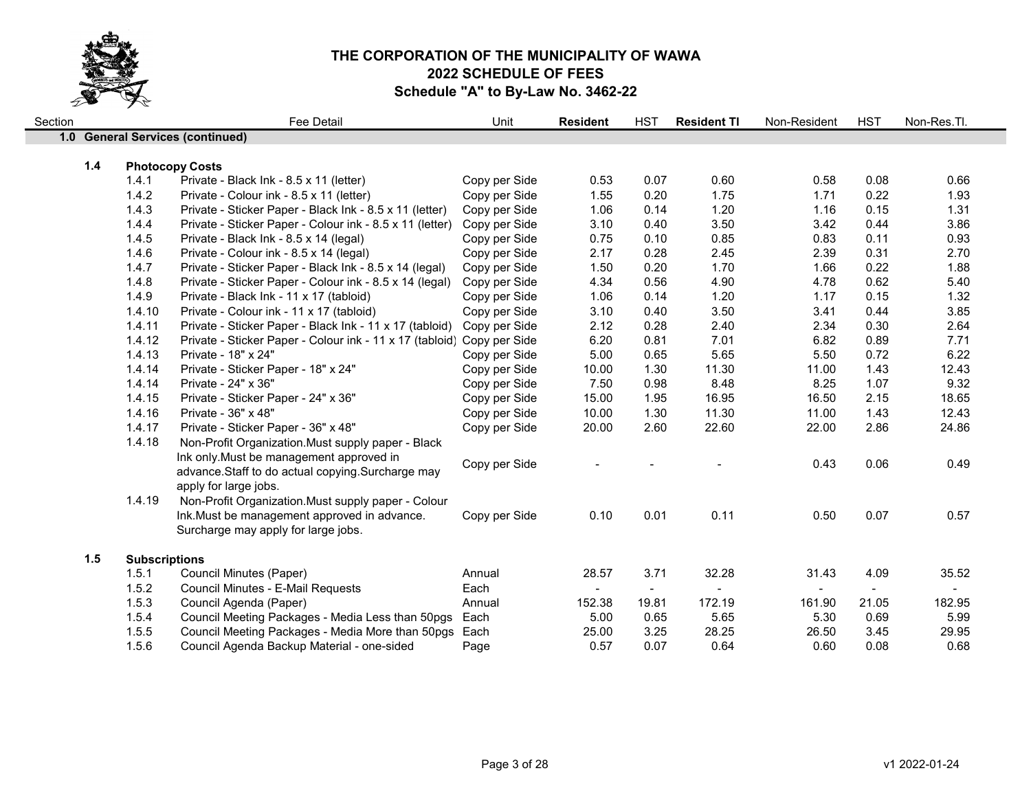# THE CORPORATION OF THE MUNICIPALITY OF WAWA
## 2022 SCHEDULE OF FEES
### Schedule "A" to By-Law No. 3462-22

| Section | | Fee Detail | Unit | **Resident** | HST | **Resident TI** | Non-Resident | HST | Non-Res.TI. |
|---|---|---|---|---|---|---|---|---|---|
| **1.0** | | **General Services (continued)** | | | | | | | |
| **1.4** | | **Photocopy Costs** | | | | | | | |
| | 1.4.1 | Private - Black Ink - 8.5 x 11 (letter) | Copy per Side | 0.53 | 0.07 | 0.60 | 0.58 | 0.08 | 0.66 |
| | 1.4.2 | Private - Colour ink - 8.5 x 11 (letter) | Copy per Side | 1.55 | 0.20 | 1.75 | 1.71 | 0.22 | 1.93 |
| | 1.4.3 | Private - Sticker Paper - Black Ink - 8.5 x 11 (letter) | Copy per Side | 1.06 | 0.14 | 1.20 | 1.16 | 0.15 | 1.31 |
| | 1.4.4 | Private - Sticker Paper - Colour ink - 8.5 x 11 (letter) | Copy per Side | 3.10 | 0.40 | 3.50 | 3.42 | 0.44 | 3.86 |
| | 1.4.5 | Private - Black Ink - 8.5 x 14 (legal) | Copy per Side | 0.75 | 0.10 | 0.85 | 0.83 | 0.11 | 0.93 |
| | 1.4.6 | Private - Colour ink - 8.5 x 14 (legal) | Copy per Side | 2.17 | 0.28 | 2.45 | 2.39 | 0.31 | 2.70 |
| | 1.4.7 | Private - Sticker Paper - Black Ink - 8.5 x 14 (legal) | Copy per Side | 1.50 | 0.20 | 1.70 | 1.66 | 0.22 | 1.88 |
| | 1.4.8 | Private - Sticker Paper - Colour ink - 8.5 x 14 (legal) | Copy per Side | 4.34 | 0.56 | 4.90 | 4.78 | 0.62 | 5.40 |
| | 1.4.9 | Private - Black Ink - 11 x 17 (tabloid) | Copy per Side | 1.06 | 0.14 | 1.20 | 1.17 | 0.15 | 1.32 |
| | 1.4.10 | Private - Colour ink - 11 x 17 (tabloid) | Copy per Side | 3.10 | 0.40 | 3.50 | 3.41 | 0.44 | 3.85 |
| | 1.4.11 | Private - Sticker Paper - Black Ink - 11 x 17 (tabloid) | Copy per Side | 2.12 | 0.28 | 2.40 | 2.34 | 0.30 | 2.64 |
| | 1.4.12 | Private - Sticker Paper - Colour ink - 11 x 17 (tabloid) | Copy per Side | 6.20 | 0.81 | 7.01 | 6.82 | 0.89 | 7.71 |
| | 1.4.13 | Private - 18" x 24" | Copy per Side | 5.00 | 0.65 | 5.65 | 5.50 | 0.72 | 6.22 |
| | 1.4.14 | Private - Sticker Paper - 18" x 24" | Copy per Side | 10.00 | 1.30 | 11.30 | 11.00 | 1.43 | 12.43 |
| | 1.4.14 | Private - 24" x 36" | Copy per Side | 7.50 | 0.98 | 8.48 | 8.25 | 1.07 | 9.32 |
| | 1.4.15 | Private - Sticker Paper - 24" x 36" | Copy per Side | 15.00 | 1.95 | 16.95 | 16.50 | 2.15 | 18.65 |
| | 1.4.16 | Private - 36" x 48" | Copy per Side | 10.00 | 1.30 | 11.30 | 11.00 | 1.43 | 12.43 |
| | 1.4.17 | Private - Sticker Paper - 36" x 48" | Copy per Side | 20.00 | 2.60 | 22.60 | 22.00 | 2.86 | 24.86 |
| | 1.4.18 | Non-Profit Organization.Must supply paper - Black Ink only.Must be management approved in advance.Staff to do actual copying.Surcharge may apply for large jobs. | Copy per Side | - | - | - | 0.43 | 0.06 | 0.49 |
| | 1.4.19 | Non-Profit Organization.Must supply paper - Colour Ink.Must be management approved in advance. Surcharge may apply for large jobs. | Copy per Side | 0.10 | 0.01 | 0.11 | 0.50 | 0.07 | 0.57 |
| **1.5** | | **Subscriptions** | | | | | | | |
| | 1.5.1 | Council Minutes (Paper) | Annual | 28.57 | 3.71 | 32.28 | 31.43 | 4.09 | 35.52 |
| | 1.5.2 | Council Minutes - E-Mail Requests | Each | - | - | - | - | - | - |
| | 1.5.3 | Council Agenda (Paper) | Annual | 152.38 | 19.81 | 172.19 | 161.90 | 21.05 | 182.95 |
| | 1.5.4 | Council Meeting Packages - Media Less than 50pgs | Each | 5.00 | 0.65 | 5.65 | 5.30 | 0.69 | 5.99 |
| | 1.5.5 | Council Meeting Packages - Media More than 50pgs | Each | 25.00 | 3.25 | 28.25 | 26.50 | 3.45 | 29.95 |
| | 1.5.6 | Council Agenda Backup Material - one-sided | Page | 0.57 | 0.07 | 0.64 | 0.60 | 0.08 | 0.68 |

v1 2022-01-24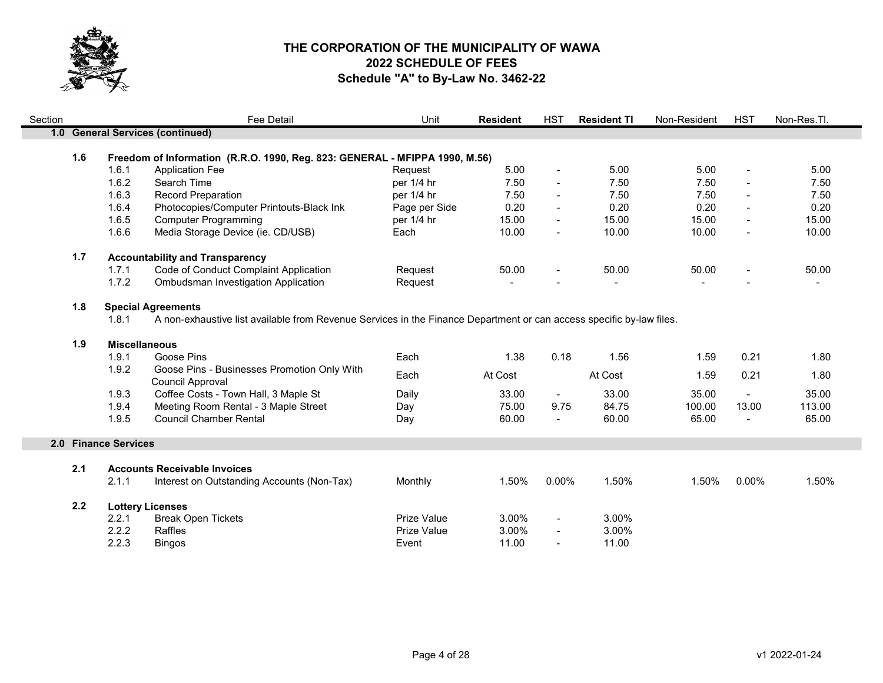# THE CORPORATION OF THE MUNICIPALITY OF WAWA
## 2022 SCHEDULE OF FEES
### Schedule "A" to By-Law No. 3462-22

| Section | | | Fee Detail | Unit | **Resident** | HST | **Resident TI** | Non-Resident | HST | Non-Res.TI. |
|---|---|---|---|---|---|---|---|---|---|---|
| **1.0** | **General Services (continued)** | | | | | | | | | |
| | **1.6** | **Freedom of Information (R.R.O. 1990, Reg. 823: GENERAL - MFIPPA 1990, M.56)** | | | | | | | | |
| | | 1.6.1 | Application Fee | Request | 5.00 | - | 5.00 | 5.00 | - | 5.00 |
| | | 1.6.2 | Search Time | per 1/4 hr | 7.50 | - | 7.50 | 7.50 | - | 7.50 |
| | | 1.6.3 | Record Preparation | per 1/4 hr | 7.50 | - | 7.50 | 7.50 | - | 7.50 |
| | | 1.6.4 | Photocopies/Computer Printouts-Black Ink | Page per Side | 0.20 | - | 0.20 | 0.20 | - | 0.20 |
| | | 1.6.5 | Computer Programming | per 1/4 hr | 15.00 | - | 15.00 | 15.00 | - | 15.00 |
| | | 1.6.6 | Media Storage Device (ie. CD/USB) | Each | 10.00 | - | 10.00 | 10.00 | - | 10.00 |
| | **1.7** | **Accountability and Transparency** | | | | | | | | |
| | | 1.7.1 | Code of Conduct Complaint Application | Request | 50.00 | - | 50.00 | 50.00 | - | 50.00 |
| | | 1.7.2 | Ombudsman Investigation Application | Request | - | - | - | - | - | - |
| | **1.8** | **Special Agreements** | | | | | | | | |
| | | 1.8.1 | A non-exhaustive list available from Revenue Services in the Finance Department or can access specific by-law files. | | | | | | | |
| | **1.9** | **Miscellaneous** | | | | | | | | |
| | | 1.9.1 | Goose Pins | Each | 1.38 | 0.18 | 1.56 | 1.59 | 0.21 | 1.80 |
| | | 1.9.2 | Goose Pins - Businesses Promotion Only With Council Approval | Each | At Cost | | At Cost | 1.59 | 0.21 | 1.80 |
| | | 1.9.3 | Coffee Costs - Town Hall, 3 Maple St | Daily | 33.00 | - | 33.00 | 35.00 | - | 35.00 |
| | | 1.9.4 | Meeting Room Rental - 3 Maple Street | Day | 75.00 | 9.75 | 84.75 | 100.00 | 13.00 | 113.00 |
| | | 1.9.5 | Council Chamber Rental | Day | 60.00 | - | 60.00 | 65.00 | - | 65.00 |
| **2.0** | **Finance Services** | | | | | | | | | |
| | **2.1** | **Accounts Receivable Invoices** | | | | | | | | |
| | | 2.1.1 | Interest on Outstanding Accounts (Non-Tax) | Monthly | 1.50% | 0.00% | 1.50% | 1.50% | 0.00% | 1.50% |
| | **2.2** | **Lottery Licenses** | | | | | | | | |
| | | 2.2.1 | Break Open Tickets | Prize Value | 3.00% | - | 3.00% | | | |
| | | 2.2.2 | Raffles | Prize Value | 3.00% | - | 3.00% | | | |
| | | 2.2.3 | Bingos | Event | 11.00 | - | 11.00 | | | |

v1 2022-01-24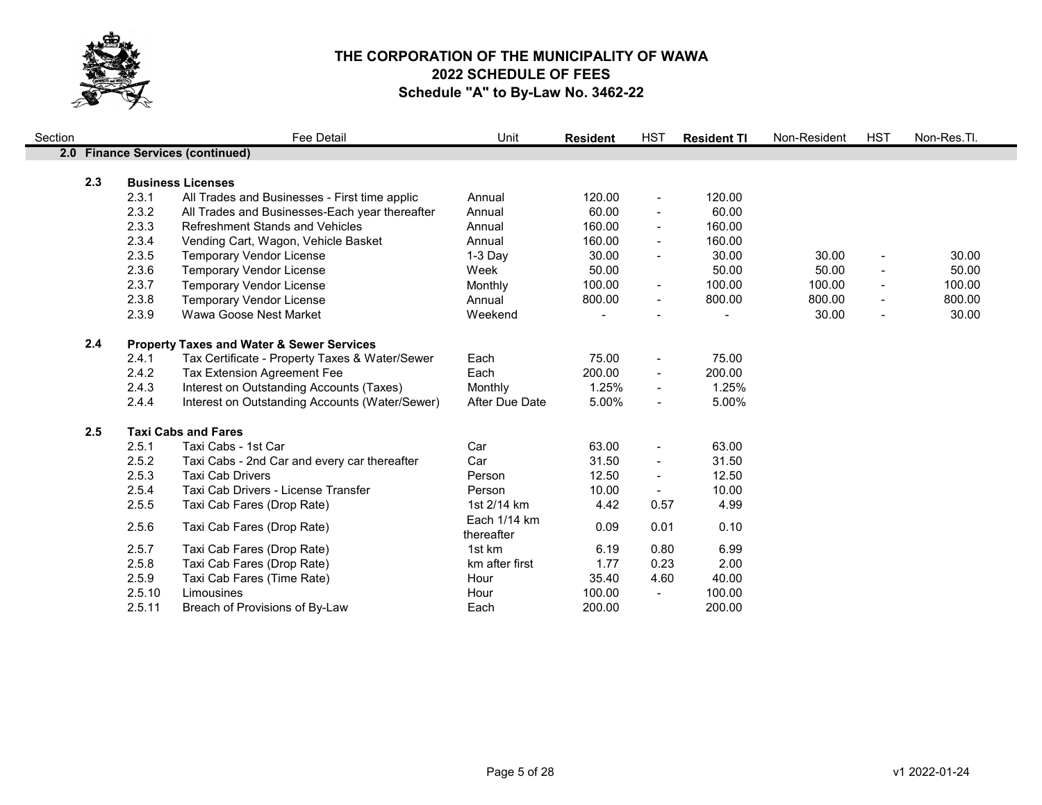# THE CORPORATION OF THE MUNICIPALITY OF WAWA
## 2022 SCHEDULE OF FEES
### Schedule "A" to By-Law No. 3462-22

| Section | | Fee Detail | Unit | Resident | HST | Resident TI | Non-Resident | HST | Non-Res.TI. |
|---|---|---|---|---|---|---|---|---|---|
| **2.0** | | **Finance Services (continued)** | | | | | | | |
| **2.3** | | **Business Licenses** | | | | | | | |
| | 2.3.1 | All Trades and Businesses - First time applic | Annual | 120.00 | - | 120.00 | | | |
| | 2.3.2 | All Trades and Businesses-Each year thereafter | Annual | 60.00 | - | 60.00 | | | |
| | 2.3.3 | Refreshment Stands and Vehicles | Annual | 160.00 | - | 160.00 | | | |
| | 2.3.4 | Vending Cart, Wagon, Vehicle Basket | Annual | 160.00 | - | 160.00 | | | |
| | 2.3.5 | Temporary Vendor License | 1-3 Day | 30.00 | - | 30.00 | 30.00 | - | 30.00 |
| | 2.3.6 | Temporary Vendor License | Week | 50.00 | | 50.00 | 50.00 | - | 50.00 |
| | 2.3.7 | Temporary Vendor License | Monthly | 100.00 | - | 100.00 | 100.00 | - | 100.00 |
| | 2.3.8 | Temporary Vendor License | Annual | 800.00 | - | 800.00 | 800.00 | - | 800.00 |
| | 2.3.9 | Wawa Goose Nest Market | Weekend | - | - | - | 30.00 | - | 30.00 |
| **2.4** | | **Property Taxes and Water & Sewer Services** | | | | | | | |
| | 2.4.1 | Tax Certificate - Property Taxes & Water/Sewer | Each | 75.00 | - | 75.00 | | | |
| | 2.4.2 | Tax Extension Agreement Fee | Each | 200.00 | - | 200.00 | | | |
| | 2.4.3 | Interest on Outstanding Accounts (Taxes) | Monthly | 1.25% | - | 1.25% | | | |
| | 2.4.4 | Interest on Outstanding Accounts (Water/Sewer) | After Due Date | 5.00% | - | 5.00% | | | |
| **2.5** | | **Taxi Cabs and Fares** | | | | | | | |
| | 2.5.1 | Taxi Cabs - 1st Car | Car | 63.00 | - | 63.00 | | | |
| | 2.5.2 | Taxi Cabs - 2nd Car and every car thereafter | Car | 31.50 | - | 31.50 | | | |
| | 2.5.3 | Taxi Cab Drivers | Person | 12.50 | - | 12.50 | | | |
| | 2.5.4 | Taxi Cab Drivers - License Transfer | Person | 10.00 | - | 10.00 | | | |
| | 2.5.5 | Taxi Cab Fares (Drop Rate) | 1st 2/14 km | 4.42 | 0.57 | 4.99 | | | |
| | 2.5.6 | Taxi Cab Fares (Drop Rate) | Each 1/14 km thereafter | 0.09 | 0.01 | 0.10 | | | |
| | 2.5.7 | Taxi Cab Fares (Drop Rate) | 1st km | 6.19 | 0.80 | 6.99 | | | |
| | 2.5.8 | Taxi Cab Fares (Drop Rate) | km after first | 1.77 | 0.23 | 2.00 | | | |
| | 2.5.9 | Taxi Cab Fares (Time Rate) | Hour | 35.40 | 4.60 | 40.00 | | | |
| | 2.5.10 | Limousines | Hour | 100.00 | - | 100.00 | | | |
| | 2.5.11 | Breach of Provisions of By-Law | Each | 200.00 | | 200.00 | | | |

v1 2022-01-24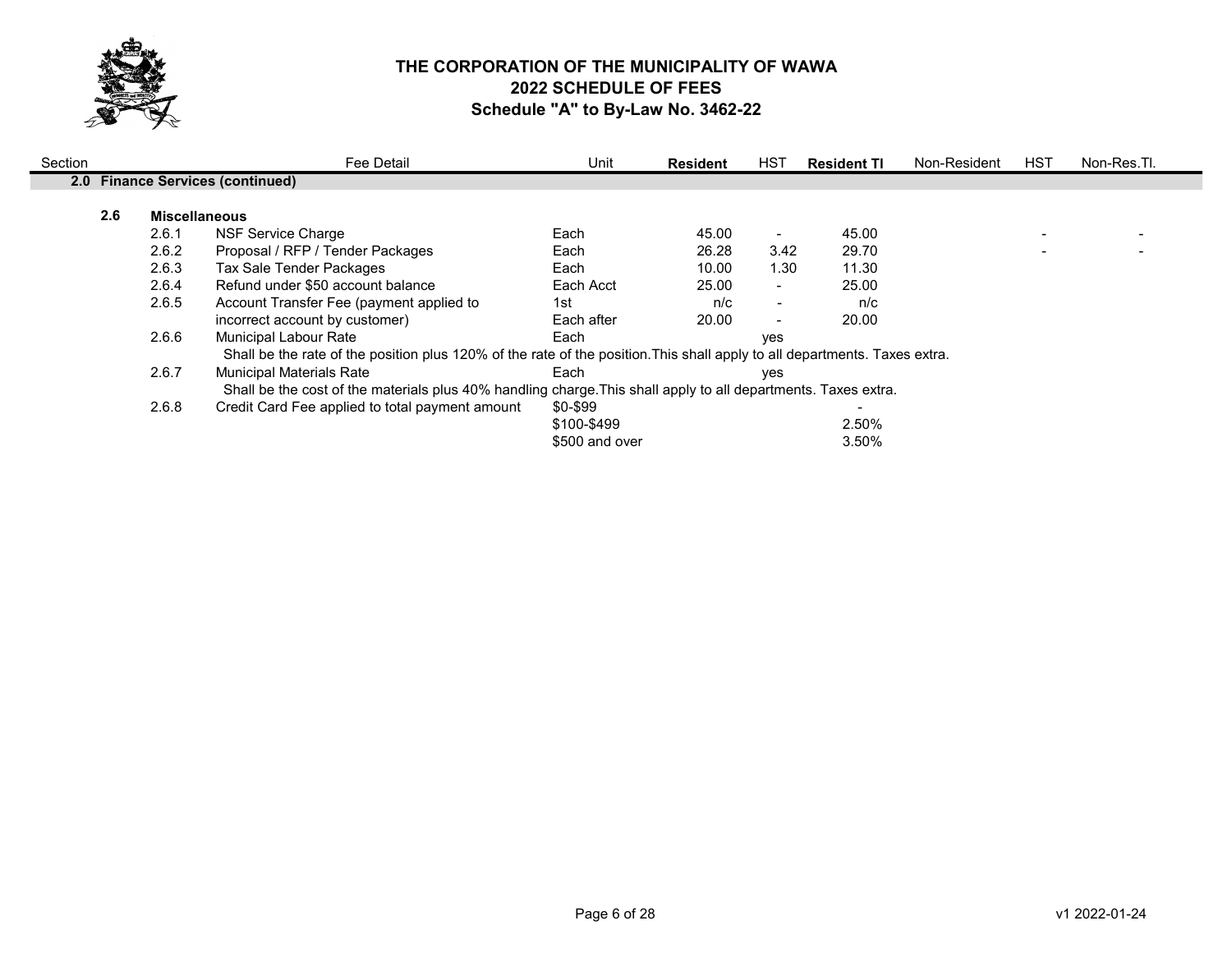# THE CORPORATION OF THE MUNICIPALITY OF WAWA
## 2022 SCHEDULE OF FEES
### Schedule "A" to By-Law No. 3462-22

| Section | | | Fee Detail | Unit | **Resident** | HST | **Resident TI** | Non-Resident | HST | Non-Res.TI. |
|---|---|---|---|---|---|---|---|---|---|---|
| **2.0** | **Finance Services (continued)** | | | | | | | | | |
| | **2.6** | **Miscellaneous** | | | | | | | | |
| | | 2.6.1 | NSF Service Charge | Each | 45.00 | - | 45.00 | | - | - |
| | | 2.6.2 | Proposal / RFP / Tender Packages | Each | 26.28 | 3.42 | 29.70 | | - | - |
| | | 2.6.3 | Tax Sale Tender Packages | Each | 10.00 | 1.30 | 11.30 | | | |
| | | 2.6.4 | Refund under $50 account balance | Each Acct | 25.00 | - | 25.00 | | | |
| | | 2.6.5 | Account Transfer Fee (payment applied to | 1st | n/c | - | n/c | | | |
| | | | incorrect account by customer) | Each after | 20.00 | - | 20.00 | | | |
| | | 2.6.6 | Municipal Labour Rate | Each | | yes | | | | |
| | | | Shall be the rate of the position plus 120% of the rate of the position. This shall apply to all departments. Taxes extra. | | | | | | | |
| | | 2.6.7 | Municipal Materials Rate | Each | | yes | | | | |
| | | | Shall be the cost of the materials plus 40% handling charge. This shall apply to all departments. Taxes extra. | | | | | | | |
| | | 2.6.8 | Credit Card Fee applied to total payment amount | $0-$99 | | | - | | | |
| | | | | $100-$499 | | | 2.50% | | | |
| | | | | $500 and over | | | 3.50% | | | |

v1 2022-01-24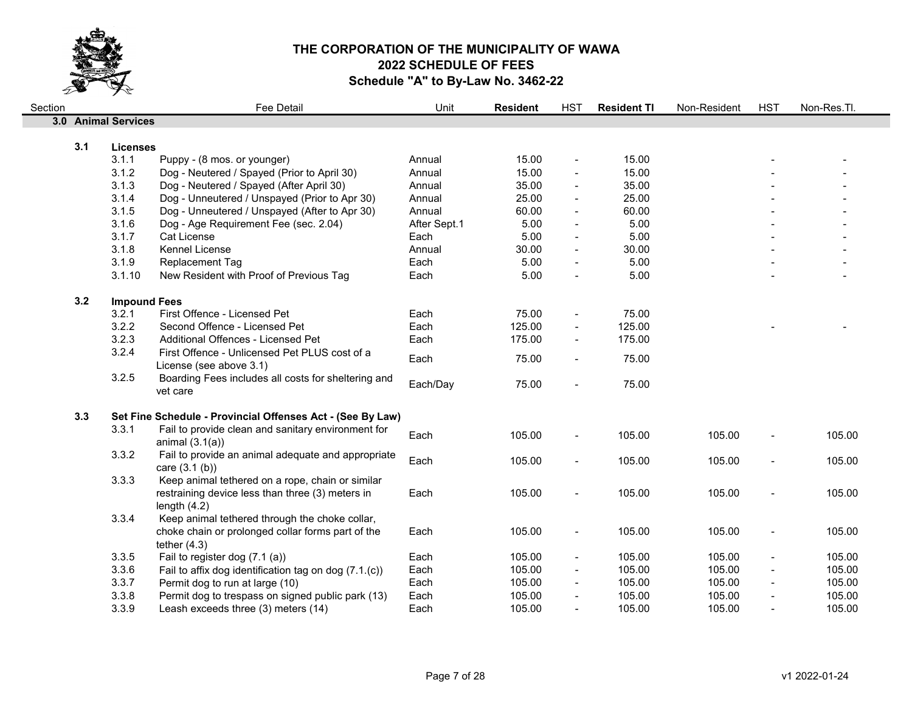# THE CORPORATION OF THE MUNICIPALITY OF WAWA
## 2022 SCHEDULE OF FEES
### Schedule "A" to By-Law No. 3462-22

| Section | | Fee Detail | Unit | **Resident** | HST | **Resident TI** | Non-Resident | HST | Non-Res.TI. |
|---|---|---|---|---|---|---|---|---|---|
| **3.0** | | **Animal Services** | | | | | | | |
| **3.1** | | **Licenses** | | | | | | | |
| | 3.1.1 | Puppy - (8 mos. or younger) | Annual | 15.00 | - | 15.00 | | - | - |
| | 3.1.2 | Dog - Neutered / Spayed (Prior to April 30) | Annual | 15.00 | - | 15.00 | | - | - |
| | 3.1.3 | Dog - Neutered / Spayed (After April 30) | Annual | 35.00 | - | 35.00 | | - | - |
| | 3.1.4 | Dog - Unneutered / Unspayed (Prior to Apr 30) | Annual | 25.00 | - | 25.00 | | - | - |
| | 3.1.5 | Dog - Unneutered / Unspayed (After to Apr 30) | Annual | 60.00 | - | 60.00 | | - | - |
| | 3.1.6 | Dog - Age Requirement Fee (sec. 2.04) | After Sept.1 | 5.00 | - | 5.00 | | - | - |
| | 3.1.7 | Cat License | Each | 5.00 | - | 5.00 | | - | - |
| | 3.1.8 | Kennel License | Annual | 30.00 | - | 30.00 | | - | - |
| | 3.1.9 | Replacement Tag | Each | 5.00 | - | 5.00 | | - | - |
| | 3.1.10 | New Resident with Proof of Previous Tag | Each | 5.00 | - | 5.00 | | - | - |
| **3.2** | | **Impound Fees** | | | | | | | |
| | 3.2.1 | First Offence - Licensed Pet | Each | 75.00 | - | 75.00 | | | |
| | 3.2.2 | Second Offence - Licensed Pet | Each | 125.00 | - | 125.00 | | - | - |
| | 3.2.3 | Additional Offences - Licensed Pet | Each | 175.00 | - | 175.00 | | | |
| | 3.2.4 | First Offence - Unlicensed Pet PLUS cost of a License (see above 3.1) | Each | 75.00 | - | 75.00 | | | |
| | 3.2.5 | Boarding Fees includes all costs for sheltering and vet care | Each/Day | 75.00 | - | 75.00 | | | |
| **3.3** | | **Set Fine Schedule - Provincial Offenses Act - (See By Law)** | | | | | | | |
| | 3.3.1 | Fail to provide clean and sanitary environment for animal (3.1(a)) | Each | 105.00 | - | 105.00 | 105.00 | - | 105.00 |
| | 3.3.2 | Fail to provide an animal adequate and appropriate care (3.1 (b)) | Each | 105.00 | - | 105.00 | 105.00 | - | 105.00 |
| | 3.3.3 | Keep animal tethered on a rope, chain or similar restraining device less than three (3) meters in length (4.2) | Each | 105.00 | - | 105.00 | 105.00 | - | 105.00 |
| | 3.3.4 | Keep animal tethered through the choke collar, choke chain or prolonged collar forms part of the tether (4.3) | Each | 105.00 | - | 105.00 | 105.00 | - | 105.00 |
| | 3.3.5 | Fail to register dog (7.1 (a)) | Each | 105.00 | - | 105.00 | 105.00 | - | 105.00 |
| | 3.3.6 | Fail to affix dog identification tag on dog (7.1.(c)) | Each | 105.00 | - | 105.00 | 105.00 | - | 105.00 |
| | 3.3.7 | Permit dog to run at large (10) | Each | 105.00 | - | 105.00 | 105.00 | - | 105.00 |
| | 3.3.8 | Permit dog to trespass on signed public park (13) | Each | 105.00 | - | 105.00 | 105.00 | - | 105.00 |
| | 3.3.9 | Leash exceeds three (3) meters (14) | Each | 105.00 | - | 105.00 | 105.00 | - | 105.00 |

v1 2022-01-24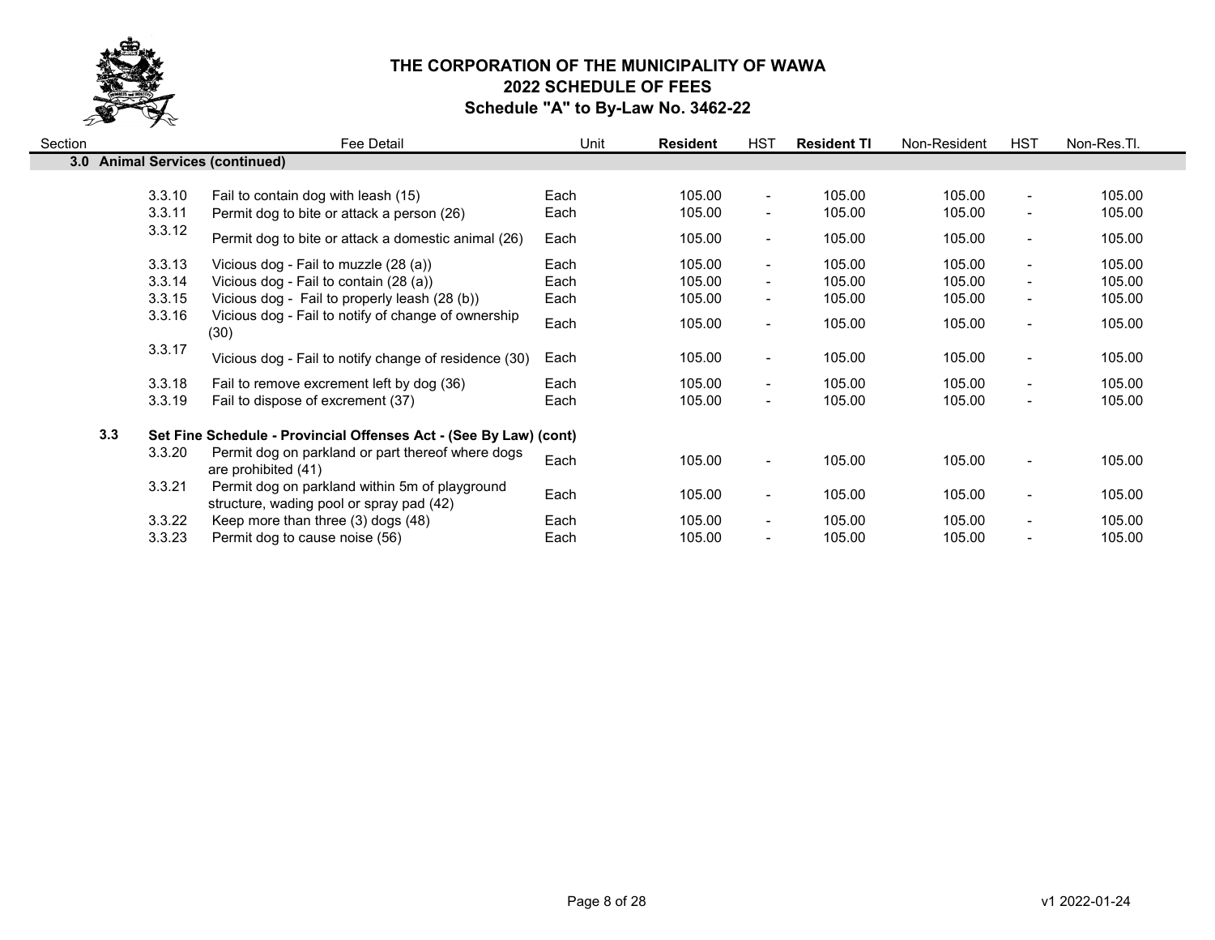# THE CORPORATION OF THE MUNICIPALITY OF WAWA
## 2022 SCHEDULE OF FEES
### Schedule "A" to By-Law No. 3462-22

| Section | | Fee Detail | Unit | **Resident** | HST | **Resident TI** | Non-Resident | HST | Non-Res.TI. |
|---|---|---|---|---|---|---|---|---|---|
| **3.0** | | **Animal Services (continued)** | | | | | | | |
| | 3.3.10 | Fail to contain dog with leash (15) | Each | 105.00 | - | 105.00 | 105.00 | - | 105.00 |
| | 3.3.11 | Permit dog to bite or attack a person (26) | Each | 105.00 | - | 105.00 | 105.00 | - | 105.00 |
| | 3.3.12 | Permit dog to bite or attack a domestic animal (26) | Each | 105.00 | - | 105.00 | 105.00 | - | 105.00 |
| | 3.3.13 | Vicious dog - Fail to muzzle (28 (a)) | Each | 105.00 | - | 105.00 | 105.00 | - | 105.00 |
| | 3.3.14 | Vicious dog - Fail to contain (28 (a)) | Each | 105.00 | - | 105.00 | 105.00 | - | 105.00 |
| | 3.3.15 | Vicious dog - Fail to properly leash (28 (b)) | Each | 105.00 | - | 105.00 | 105.00 | - | 105.00 |
| | 3.3.16 | Vicious dog - Fail to notify of change of ownership (30) | Each | 105.00 | - | 105.00 | 105.00 | - | 105.00 |
| | 3.3.17 | Vicious dog - Fail to notify change of residence (30) | Each | 105.00 | - | 105.00 | 105.00 | - | 105.00 |
| | 3.3.18 | Fail to remove excrement left by dog (36) | Each | 105.00 | - | 105.00 | 105.00 | - | 105.00 |
| | 3.3.19 | Fail to dispose of excrement (37) | Each | 105.00 | - | 105.00 | 105.00 | - | 105.00 |
| **3.3** | | **Set Fine Schedule - Provincial Offenses Act - (See By Law) (cont)** | | | | | | | |
| | 3.3.20 | Permit dog on parkland or part thereof where dogs are prohibited (41) | Each | 105.00 | - | 105.00 | 105.00 | - | 105.00 |
| | 3.3.21 | Permit dog on parkland within 5m of playground structure, wading pool or spray pad (42) | Each | 105.00 | - | 105.00 | 105.00 | - | 105.00 |
| | 3.3.22 | Keep more than three (3) dogs (48) | Each | 105.00 | - | 105.00 | 105.00 | - | 105.00 |
| | 3.3.23 | Permit dog to cause noise (56) | Each | 105.00 | - | 105.00 | 105.00 | - | 105.00 |

v1 2022-01-24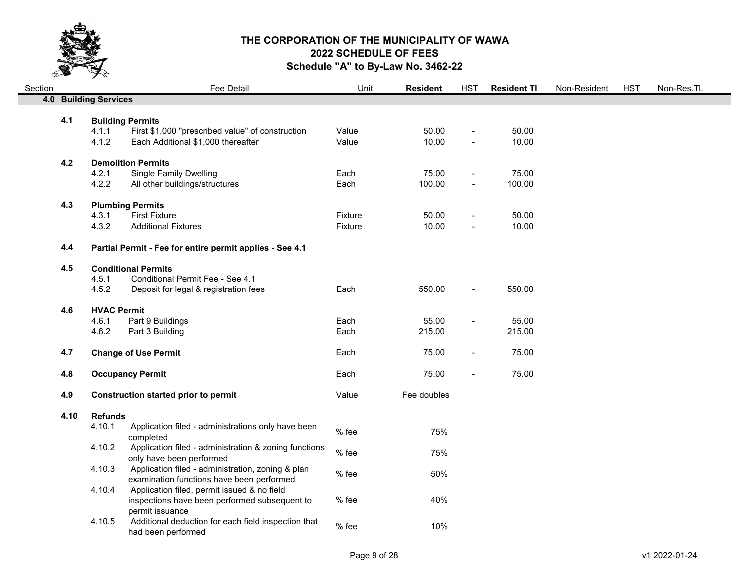# THE CORPORATION OF THE MUNICIPALITY OF WAWA
## 2022 SCHEDULE OF FEES
### Schedule "A" to By-Law No. 3462-22

| Section | | Fee Detail | Unit | **Resident** | HST | **Resident TI** | Non-Resident | HST | Non-Res.TI. |
|---|---|---|---|---|---|---|---|---|---|
| **4.0** | **Building Services** | | | | | | | | |
| **4.1** | **Building Permits** | | | | | | | | |
| | 4.1.1 | First $1,000 "prescribed value" of construction | Value | 50.00 | - | 50.00 | | | |
| | 4.1.2 | Each Additional $1,000 thereafter | Value | 10.00 | - | 10.00 | | | |
| **4.2** | **Demolition Permits** | | | | | | | | |
| | 4.2.1 | Single Family Dwelling | Each | 75.00 | - | 75.00 | | | |
| | 4.2.2 | All other buildings/structures | Each | 100.00 | - | 100.00 | | | |
| **4.3** | **Plumbing Permits** | | | | | | | | |
| | 4.3.1 | First Fixture | Fixture | 50.00 | - | 50.00 | | | |
| | 4.3.2 | Additional Fixtures | Fixture | 10.00 | - | 10.00 | | | |
| **4.4** | **Partial Permit - Fee for entire permit applies - See 4.1** | | | | | | | | |
| **4.5** | **Conditional Permits** | | | | | | | | |
| | 4.5.1 | Conditional Permit Fee - See 4.1 | | | | | | | |
| | 4.5.2 | Deposit for legal & registration fees | Each | 550.00 | - | 550.00 | | | |
| **4.6** | **HVAC Permit** | | | | | | | | |
| | 4.6.1 | Part 9 Buildings | Each | 55.00 | - | 55.00 | | | |
| | 4.6.2 | Part 3 Building | Each | 215.00 | | 215.00 | | | |
| **4.7** | **Change of Use Permit** | | Each | 75.00 | - | 75.00 | | | |
| **4.8** | **Occupancy Permit** | | Each | 75.00 | - | 75.00 | | | |
| **4.9** | **Construction started prior to permit** | | Value | Fee doubles | | | | | |
| **4.10** | **Refunds** | | | | | | | | |
| | 4.10.1 | Application filed - administrations only have been completed | % fee | 75% | | | | | |
| | 4.10.2 | Application filed - administration & zoning functions only have been performed | % fee | 75% | | | | | |
| | 4.10.3 | Application filed - administration, zoning & plan examination functions have been performed | % fee | 50% | | | | | |
| | 4.10.4 | Application filed, permit issued & no field inspections have been performed subsequent to permit issuance | % fee | 40% | | | | | |
| | 4.10.5 | Additional deduction for each field inspection that had been performed | % fee | 10% | | | | | |

v1 2022-01-24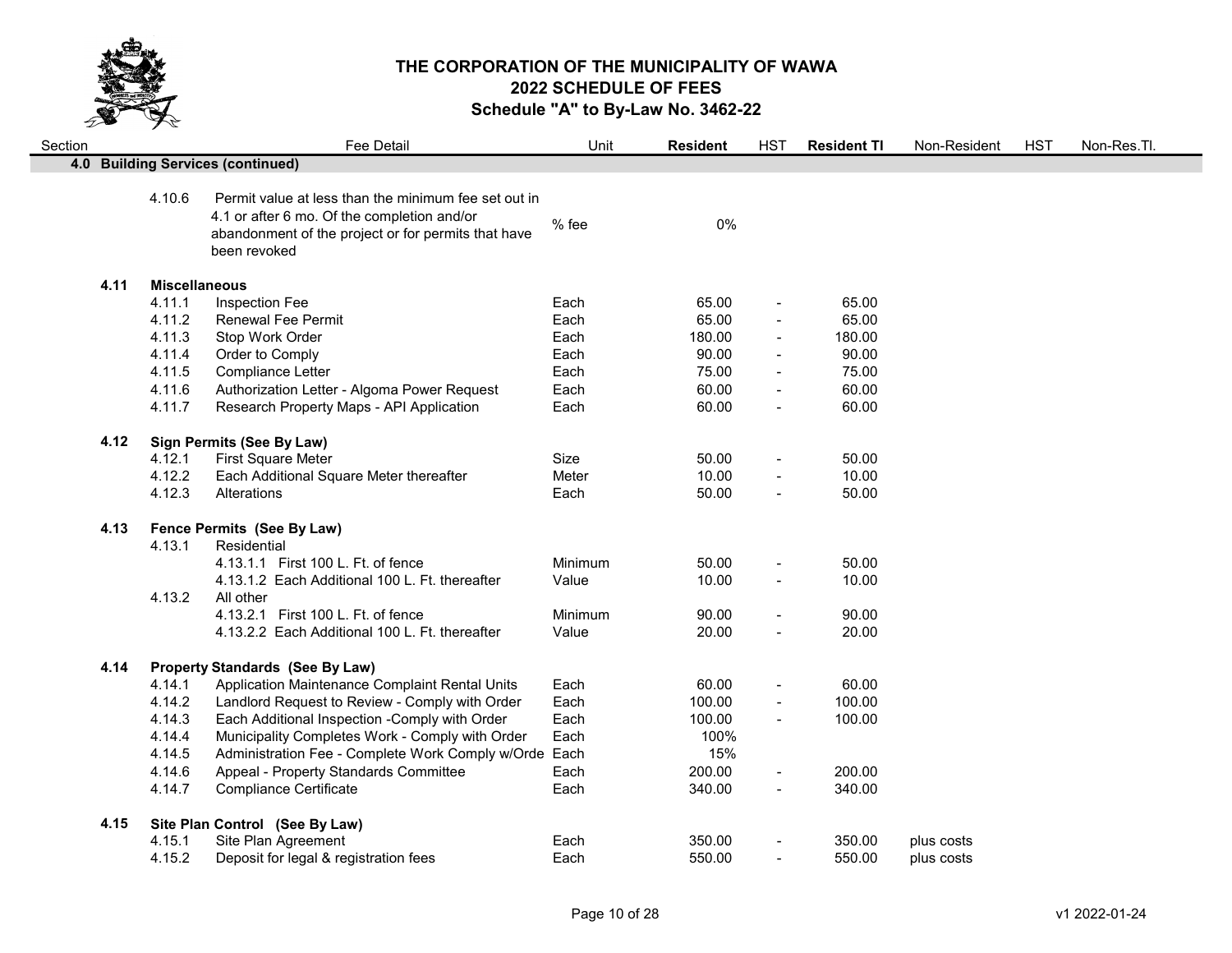# THE CORPORATION OF THE MUNICIPALITY OF WAWA
## 2022 SCHEDULE OF FEES
### Schedule "A" to By-Law No. 3462-22

| Section | | Fee Detail | Unit | Resident | HST | Resident TI | Non-Resident | HST | Non-Res.TI. |
|---|---|---|---|---|---|---|---|---|---|
| **4.0** | | **Building Services (continued)** | | | | | | | |
| | 4.10.6 | Permit value at less than the minimum fee set out in 4.1 or after 6 mo. Of the completion and/or abandonment of the project or for permits that have been revoked | % fee | 0% | | | | | |
| **4.11** | | **Miscellaneous** | | | | | | | |
| | 4.11.1 | Inspection Fee | Each | 65.00 | - | 65.00 | | | |
| | 4.11.2 | Renewal Fee Permit | Each | 65.00 | - | 65.00 | | | |
| | 4.11.3 | Stop Work Order | Each | 180.00 | - | 180.00 | | | |
| | 4.11.4 | Order to Comply | Each | 90.00 | - | 90.00 | | | |
| | 4.11.5 | Compliance Letter | Each | 75.00 | - | 75.00 | | | |
| | 4.11.6 | Authorization Letter - Algoma Power Request | Each | 60.00 | - | 60.00 | | | |
| | 4.11.7 | Research Property Maps - API Application | Each | 60.00 | - | 60.00 | | | |
| **4.12** | | **Sign Permits (See By Law)** | | | | | | | |
| | 4.12.1 | First Square Meter | Size | 50.00 | - | 50.00 | | | |
| | 4.12.2 | Each Additional Square Meter thereafter | Meter | 10.00 | - | 10.00 | | | |
| | 4.12.3 | Alterations | Each | 50.00 | - | 50.00 | | | |
| **4.13** | | **Fence Permits (See By Law)** | | | | | | | |
| | 4.13.1 | Residential | | | | | | | |
| | | 4.13.1.1 First 100 L. Ft. of fence | Minimum | 50.00 | - | 50.00 | | | |
| | | 4.13.1.2 Each Additional 100 L. Ft. thereafter | Value | 10.00 | - | 10.00 | | | |
| | 4.13.2 | All other | | | | | | | |
| | | 4.13.2.1 First 100 L. Ft. of fence | Minimum | 90.00 | - | 90.00 | | | |
| | | 4.13.2.2 Each Additional 100 L. Ft. thereafter | Value | 20.00 | - | 20.00 | | | |
| **4.14** | | **Property Standards (See By Law)** | | | | | | | |
| | 4.14.1 | Application Maintenance Complaint Rental Units | Each | 60.00 | - | 60.00 | | | |
| | 4.14.2 | Landlord Request to Review - Comply with Order | Each | 100.00 | - | 100.00 | | | |
| | 4.14.3 | Each Additional Inspection -Comply with Order | Each | 100.00 | - | 100.00 | | | |
| | 4.14.4 | Municipality Completes Work - Comply with Order | Each | 100% | | | | | |
| | 4.14.5 | Administration Fee - Complete Work Comply w/Orde | Each | 15% | | | | | |
| | 4.14.6 | Appeal - Property Standards Committee | Each | 200.00 | - | 200.00 | | | |
| | 4.14.7 | Compliance Certificate | Each | 340.00 | - | 340.00 | | | |
| **4.15** | | **Site Plan Control (See By Law)** | | | | | | | |
| | 4.15.1 | Site Plan Agreement | Each | 350.00 | - | 350.00 | plus costs | | |
| | 4.15.2 | Deposit for legal & registration fees | Each | 550.00 | - | 550.00 | plus costs | | |

v1 2022-01-24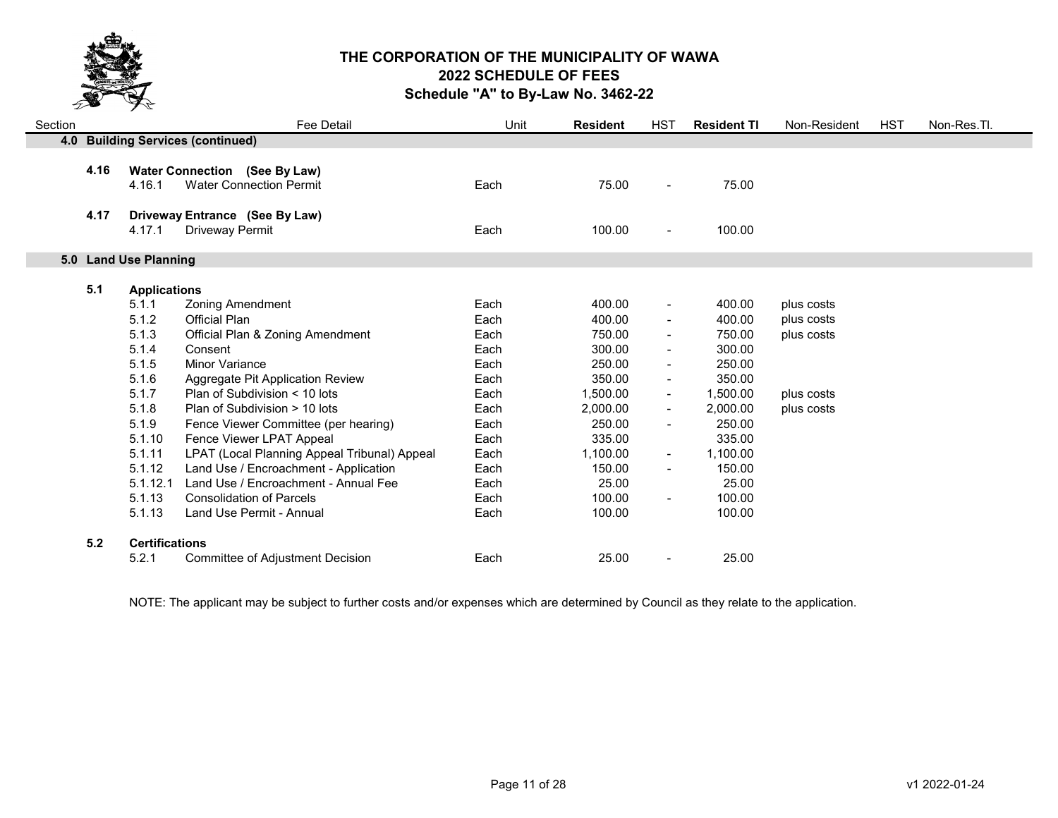# THE CORPORATION OF THE MUNICIPALITY OF WAWA
## 2022 SCHEDULE OF FEES
### Schedule "A" to By-Law No. 3462-22

| Section | | Fee Detail | Unit | **Resident** | HST | **Resident TI** | Non-Resident | HST | Non-Res.TI. |
|---|---|---|---|---|---|---|---|---|---|
| **4.0** | **Building Services (continued)** | | | | | | | | |
| **4.16** | **Water Connection (See By Law)** | | | | | | | | |
| | 4.16.1 | Water Connection Permit | Each | 75.00 | - | 75.00 | | | |
| **4.17** | **Driveway Entrance (See By Law)** | | | | | | | | |
| | 4.17.1 | Driveway Permit | Each | 100.00 | - | 100.00 | | | |
| **5.0** | **Land Use Planning** | | | | | | | | |
| **5.1** | **Applications** | | | | | | | | |
| | 5.1.1 | Zoning Amendment | Each | 400.00 | - | 400.00 | plus costs | | |
| | 5.1.2 | Official Plan | Each | 400.00 | - | 400.00 | plus costs | | |
| | 5.1.3 | Official Plan & Zoning Amendment | Each | 750.00 | - | 750.00 | plus costs | | |
| | 5.1.4 | Consent | Each | 300.00 | - | 300.00 | | | |
| | 5.1.5 | Minor Variance | Each | 250.00 | - | 250.00 | | | |
| | 5.1.6 | Aggregate Pit Application Review | Each | 350.00 | - | 350.00 | | | |
| | 5.1.7 | Plan of Subdivision < 10 lots | Each | 1,500.00 | - | 1,500.00 | plus costs | | |
| | 5.1.8 | Plan of Subdivision > 10 lots | Each | 2,000.00 | - | 2,000.00 | plus costs | | |
| | 5.1.9 | Fence Viewer Committee (per hearing) | Each | 250.00 | - | 250.00 | | | |
| | 5.1.10 | Fence Viewer LPAT Appeal | Each | 335.00 | | 335.00 | | | |
| | 5.1.11 | LPAT (Local Planning Appeal Tribunal) Appeal | Each | 1,100.00 | - | 1,100.00 | | | |
| | 5.1.12 | Land Use / Encroachment - Application | Each | 150.00 | - | 150.00 | | | |
| | 5.1.12.1 | Land Use / Encroachment - Annual Fee | Each | 25.00 | | 25.00 | | | |
| | 5.1.13 | Consolidation of Parcels | Each | 100.00 | - | 100.00 | | | |
| | 5.1.13 | Land Use Permit - Annual | Each | 100.00 | | 100.00 | | | |
| **5.2** | **Certifications** | | | | | | | | |
| | 5.2.1 | Committee of Adjustment Decision | Each | 25.00 | - | 25.00 | | | |

NOTE: The applicant may be subject to further costs and/or expenses which are determined by Council as they relate to the application.

v1 2022-01-24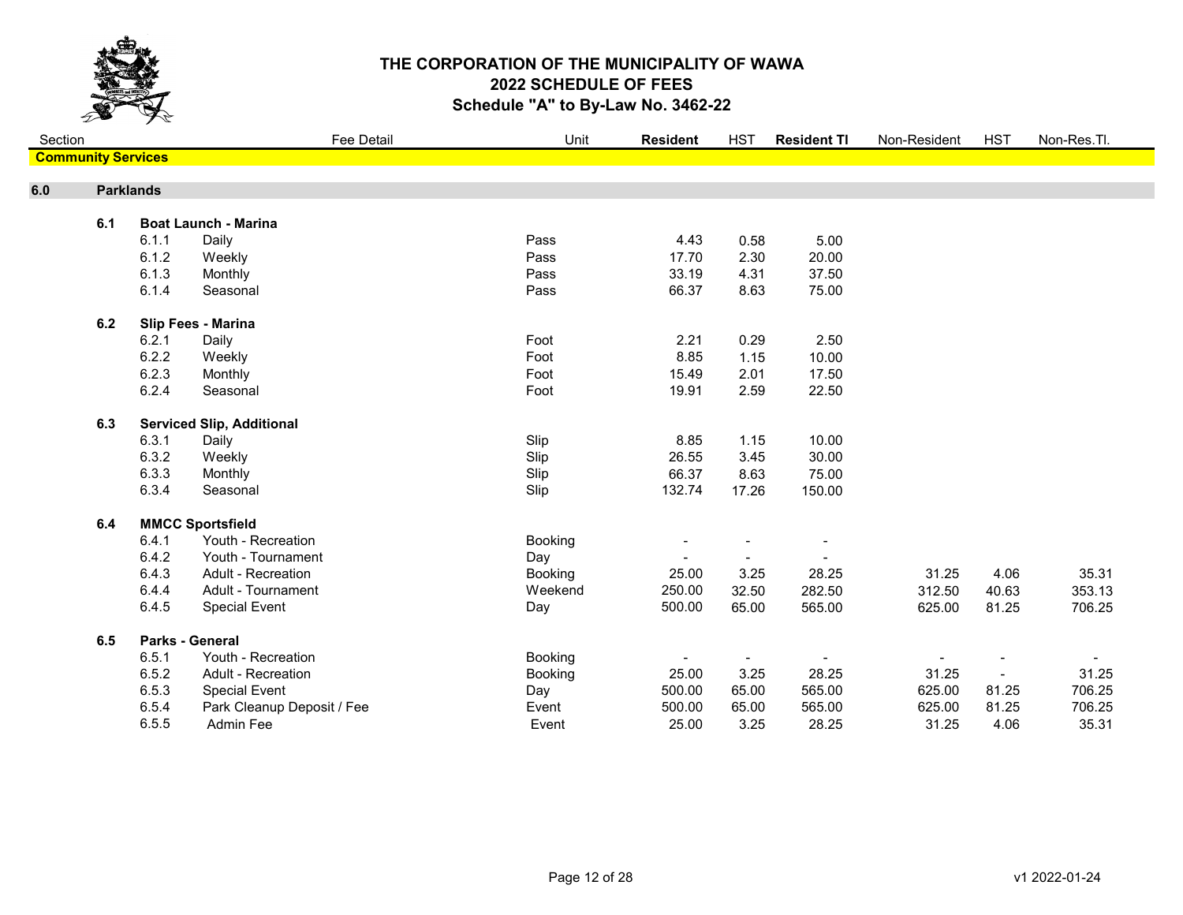# THE CORPORATION OF THE MUNICIPALITY OF WAWA
## 2022 SCHEDULE OF FEES
### Schedule "A" to By-Law No. 3462-22

| Section | | Fee Detail | Unit | **Resident** | HST | **Resident TI** | Non-Resident | HST | Non-Res.TI. |
|---|---|---|---|---|---|---|---|---|---|
| **Community Services** | | | | | | | | | |
| **6.0** | | **Parklands** | | | | | | | |
| **6.1** | | **Boat Launch - Marina** | | | | | | | |
| | 6.1.1 | Daily | Pass | 4.43 | 0.58 | 5.00 | | | |
| | 6.1.2 | Weekly | Pass | 17.70 | 2.30 | 20.00 | | | |
| | 6.1.3 | Monthly | Pass | 33.19 | 4.31 | 37.50 | | | |
| | 6.1.4 | Seasonal | Pass | 66.37 | 8.63 | 75.00 | | | |
| **6.2** | | **Slip Fees - Marina** | | | | | | | |
| | 6.2.1 | Daily | Foot | 2.21 | 0.29 | 2.50 | | | |
| | 6.2.2 | Weekly | Foot | 8.85 | 1.15 | 10.00 | | | |
| | 6.2.3 | Monthly | Foot | 15.49 | 2.01 | 17.50 | | | |
| | 6.2.4 | Seasonal | Foot | 19.91 | 2.59 | 22.50 | | | |
| **6.3** | | **Serviced Slip, Additional** | | | | | | | |
| | 6.3.1 | Daily | Slip | 8.85 | 1.15 | 10.00 | | | |
| | 6.3.2 | Weekly | Slip | 26.55 | 3.45 | 30.00 | | | |
| | 6.3.3 | Monthly | Slip | 66.37 | 8.63 | 75.00 | | | |
| | 6.3.4 | Seasonal | Slip | 132.74 | 17.26 | 150.00 | | | |
| **6.4** | | **MMCC Sportsfield** | | | | | | | |
| | 6.4.1 | Youth - Recreation | Booking | - | - | - | | | |
| | 6.4.2 | Youth - Tournament | Day | - | - | - | | | |
| | 6.4.3 | Adult - Recreation | Booking | 25.00 | 3.25 | 28.25 | 31.25 | 4.06 | 35.31 |
| | 6.4.4 | Adult - Tournament | Weekend | 250.00 | 32.50 | 282.50 | 312.50 | 40.63 | 353.13 |
| | 6.4.5 | Special Event | Day | 500.00 | 65.00 | 565.00 | 625.00 | 81.25 | 706.25 |
| **6.5** | | **Parks - General** | | | | | | | |
| | 6.5.1 | Youth - Recreation | Booking | - | - | - | - | - | - |
| | 6.5.2 | Adult - Recreation | Booking | 25.00 | 3.25 | 28.25 | 31.25 | - | 31.25 |
| | 6.5.3 | Special Event | Day | 500.00 | 65.00 | 565.00 | 625.00 | 81.25 | 706.25 |
| | 6.5.4 | Park Cleanup Deposit / Fee | Event | 500.00 | 65.00 | 565.00 | 625.00 | 81.25 | 706.25 |
| | 6.5.5 | Admin Fee | Event | 25.00 | 3.25 | 28.25 | 31.25 | 4.06 | 35.31 |

v1 2022-01-24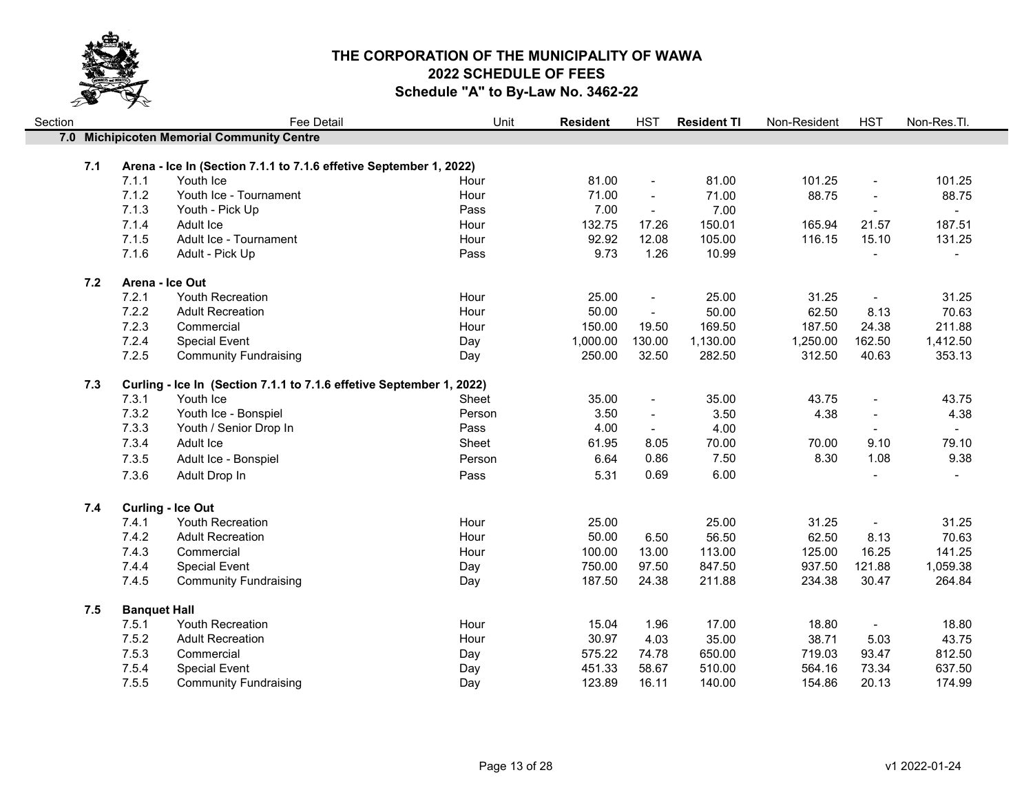# THE CORPORATION OF THE MUNICIPALITY OF WAWA
## 2022 SCHEDULE OF FEES
### Schedule "A" to By-Law No. 3462-22

| Section | | Fee Detail | Unit | **Resident** | HST | **Resident TI** | Non-Resident | HST | Non-Res.TI. |
|---|---|---|---|---|---|---|---|---|---|
| **7.0** | | **Michipicoten Memorial Community Centre** | | | | | | | |
| **7.1** | | **Arena - Ice In (Section 7.1.1 to 7.1.6 effetive September 1, 2022)** | | | | | | | |
| | 7.1.1 | Youth Ice | Hour | 81.00 | - | 81.00 | 101.25 | - | 101.25 |
| | 7.1.2 | Youth Ice - Tournament | Hour | 71.00 | - | 71.00 | 88.75 | - | 88.75 |
| | 7.1.3 | Youth - Pick Up | Pass | 7.00 | - | 7.00 | | - | - |
| | 7.1.4 | Adult Ice | Hour | 132.75 | 17.26 | 150.01 | 165.94 | 21.57 | 187.51 |
| | 7.1.5 | Adult Ice - Tournament | Hour | 92.92 | 12.08 | 105.00 | 116.15 | 15.10 | 131.25 |
| | 7.1.6 | Adult - Pick Up | Pass | 9.73 | 1.26 | 10.99 | | - | - |
| **7.2** | | **Arena - Ice Out** | | | | | | | |
| | 7.2.1 | Youth Recreation | Hour | 25.00 | - | 25.00 | 31.25 | - | 31.25 |
| | 7.2.2 | Adult Recreation | Hour | 50.00 | - | 50.00 | 62.50 | 8.13 | 70.63 |
| | 7.2.3 | Commercial | Hour | 150.00 | 19.50 | 169.50 | 187.50 | 24.38 | 211.88 |
| | 7.2.4 | Special Event | Day | 1,000.00 | 130.00 | 1,130.00 | 1,250.00 | 162.50 | 1,412.50 |
| | 7.2.5 | Community Fundraising | Day | 250.00 | 32.50 | 282.50 | 312.50 | 40.63 | 353.13 |
| **7.3** | | **Curling - Ice In (Section 7.1.1 to 7.1.6 effetive September 1, 2022)** | | | | | | | |
| | 7.3.1 | Youth Ice | Sheet | 35.00 | - | 35.00 | 43.75 | - | 43.75 |
| | 7.3.2 | Youth Ice - Bonspiel | Person | 3.50 | - | 3.50 | 4.38 | - | 4.38 |
| | 7.3.3 | Youth / Senior Drop In | Pass | 4.00 | - | 4.00 | | - | - |
| | 7.3.4 | Adult Ice | Sheet | 61.95 | 8.05 | 70.00 | 70.00 | 9.10 | 79.10 |
| | 7.3.5 | Adult Ice - Bonspiel | Person | 6.64 | 0.86 | 7.50 | 8.30 | 1.08 | 9.38 |
| | 7.3.6 | Adult Drop In | Pass | 5.31 | 0.69 | 6.00 | | - | - |
| **7.4** | | **Curling - Ice Out** | | | | | | | |
| | 7.4.1 | Youth Recreation | Hour | 25.00 | | 25.00 | 31.25 | - | 31.25 |
| | 7.4.2 | Adult Recreation | Hour | 50.00 | 6.50 | 56.50 | 62.50 | 8.13 | 70.63 |
| | 7.4.3 | Commercial | Hour | 100.00 | 13.00 | 113.00 | 125.00 | 16.25 | 141.25 |
| | 7.4.4 | Special Event | Day | 750.00 | 97.50 | 847.50 | 937.50 | 121.88 | 1,059.38 |
| | 7.4.5 | Community Fundraising | Day | 187.50 | 24.38 | 211.88 | 234.38 | 30.47 | 264.84 |
| **7.5** | | **Banquet Hall** | | | | | | | |
| | 7.5.1 | Youth Recreation | Hour | 15.04 | 1.96 | 17.00 | 18.80 | - | 18.80 |
| | 7.5.2 | Adult Recreation | Hour | 30.97 | 4.03 | 35.00 | 38.71 | 5.03 | 43.75 |
| | 7.5.3 | Commercial | Day | 575.22 | 74.78 | 650.00 | 719.03 | 93.47 | 812.50 |
| | 7.5.4 | Special Event | Day | 451.33 | 58.67 | 510.00 | 564.16 | 73.34 | 637.50 |
| | 7.5.5 | Community Fundraising | Day | 123.89 | 16.11 | 140.00 | 154.86 | 20.13 | 174.99 |

v1 2022-01-24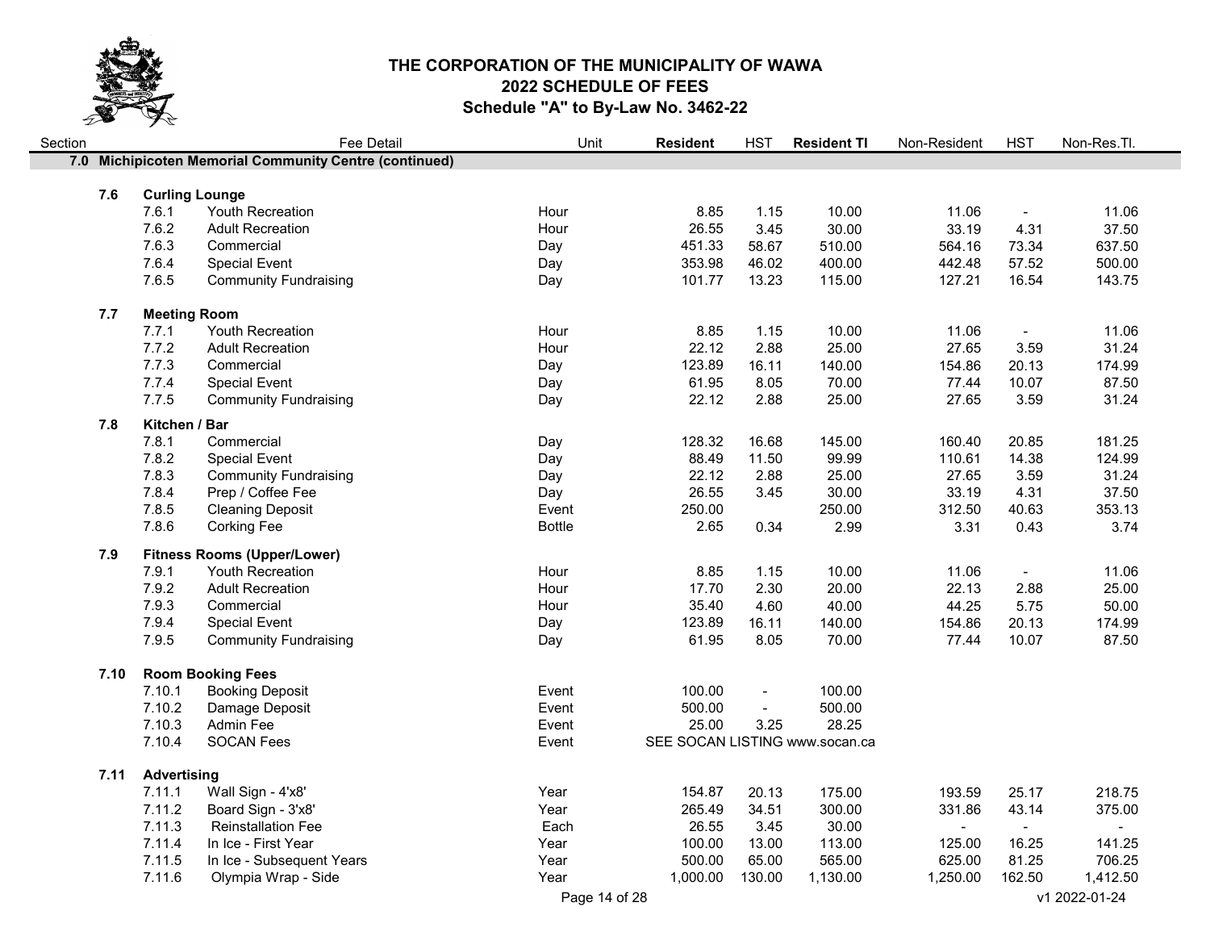# THE CORPORATION OF THE MUNICIPALITY OF WAWA
## 2022 SCHEDULE OF FEES
### Schedule "A" to By-Law No. 3462-22

| Section | | Fee Detail | Unit | **Resident** | HST | **Resident TI** | Non-Resident | HST | Non-Res.TI. |
|---|---|---|---|---|---|---|---|---|---|
| **7.0** | | **Michipicoten Memorial Community Centre (continued)** | | | | | | | |
| **7.6** | | **Curling Lounge** | | | | | | | |
| | 7.6.1 | Youth Recreation | Hour | 8.85 | 1.15 | 10.00 | 11.06 | - | 11.06 |
| | 7.6.2 | Adult Recreation | Hour | 26.55 | 3.45 | 30.00 | 33.19 | 4.31 | 37.50 |
| | 7.6.3 | Commercial | Day | 451.33 | 58.67 | 510.00 | 564.16 | 73.34 | 637.50 |
| | 7.6.4 | Special Event | Day | 353.98 | 46.02 | 400.00 | 442.48 | 57.52 | 500.00 |
| | 7.6.5 | Community Fundraising | Day | 101.77 | 13.23 | 115.00 | 127.21 | 16.54 | 143.75 |
| **7.7** | | **Meeting Room** | | | | | | | |
| | 7.7.1 | Youth Recreation | Hour | 8.85 | 1.15 | 10.00 | 11.06 | - | 11.06 |
| | 7.7.2 | Adult Recreation | Hour | 22.12 | 2.88 | 25.00 | 27.65 | 3.59 | 31.24 |
| | 7.7.3 | Commercial | Day | 123.89 | 16.11 | 140.00 | 154.86 | 20.13 | 174.99 |
| | 7.7.4 | Special Event | Day | 61.95 | 8.05 | 70.00 | 77.44 | 10.07 | 87.50 |
| | 7.7.5 | Community Fundraising | Day | 22.12 | 2.88 | 25.00 | 27.65 | 3.59 | 31.24 |
| **7.8** | | **Kitchen / Bar** | | | | | | | |
| | 7.8.1 | Commercial | Day | 128.32 | 16.68 | 145.00 | 160.40 | 20.85 | 181.25 |
| | 7.8.2 | Special Event | Day | 88.49 | 11.50 | 99.99 | 110.61 | 14.38 | 124.99 |
| | 7.8.3 | Community Fundraising | Day | 22.12 | 2.88 | 25.00 | 27.65 | 3.59 | 31.24 |
| | 7.8.4 | Prep / Coffee Fee | Day | 26.55 | 3.45 | 30.00 | 33.19 | 4.31 | 37.50 |
| | 7.8.5 | Cleaning Deposit | Event | 250.00 | | 250.00 | 312.50 | 40.63 | 353.13 |
| | 7.8.6 | Corking Fee | Bottle | 2.65 | 0.34 | 2.99 | 3.31 | 0.43 | 3.74 |
| **7.9** | | **Fitness Rooms (Upper/Lower)** | | | | | | | |
| | 7.9.1 | Youth Recreation | Hour | 8.85 | 1.15 | 10.00 | 11.06 | - | 11.06 |
| | 7.9.2 | Adult Recreation | Hour | 17.70 | 2.30 | 20.00 | 22.13 | 2.88 | 25.00 |
| | 7.9.3 | Commercial | Hour | 35.40 | 4.60 | 40.00 | 44.25 | 5.75 | 50.00 |
| | 7.9.4 | Special Event | Day | 123.89 | 16.11 | 140.00 | 154.86 | 20.13 | 174.99 |
| | 7.9.5 | Community Fundraising | Day | 61.95 | 8.05 | 70.00 | 77.44 | 10.07 | 87.50 |
| **7.10** | | **Room Booking Fees** | | | | | | | |
| | 7.10.1 | Booking Deposit | Event | 100.00 | - | 100.00 | | | |
| | 7.10.2 | Damage Deposit | Event | 500.00 | - | 500.00 | | | |
| | 7.10.3 | Admin Fee | Event | 25.00 | 3.25 | 28.25 | | | |
| | 7.10.4 | SOCAN Fees | Event | SEE SOCAN LISTING www.socan.ca | | | | | |
| **7.11** | | **Advertising** | | | | | | | |
| | 7.11.1 | Wall Sign - 4'x8' | Year | 154.87 | 20.13 | 175.00 | 193.59 | 25.17 | 218.75 |
| | 7.11.2 | Board Sign - 3'x8' | Year | 265.49 | 34.51 | 300.00 | 331.86 | 43.14 | 375.00 |
| | 7.11.3 | Reinstallation Fee | Each | 26.55 | 3.45 | 30.00 | - | - | - |
| | 7.11.4 | In Ice - First Year | Year | 100.00 | 13.00 | 113.00 | 125.00 | 16.25 | 141.25 |
| | 7.11.5 | In Ice - Subsequent Years | Year | 500.00 | 65.00 | 565.00 | 625.00 | 81.25 | 706.25 |
| | 7.11.6 | Olympia Wrap - Side | Year | 1,000.00 | 130.00 | 1,130.00 | 1,250.00 | 162.50 | 1,412.50 |

v1 2022-01-24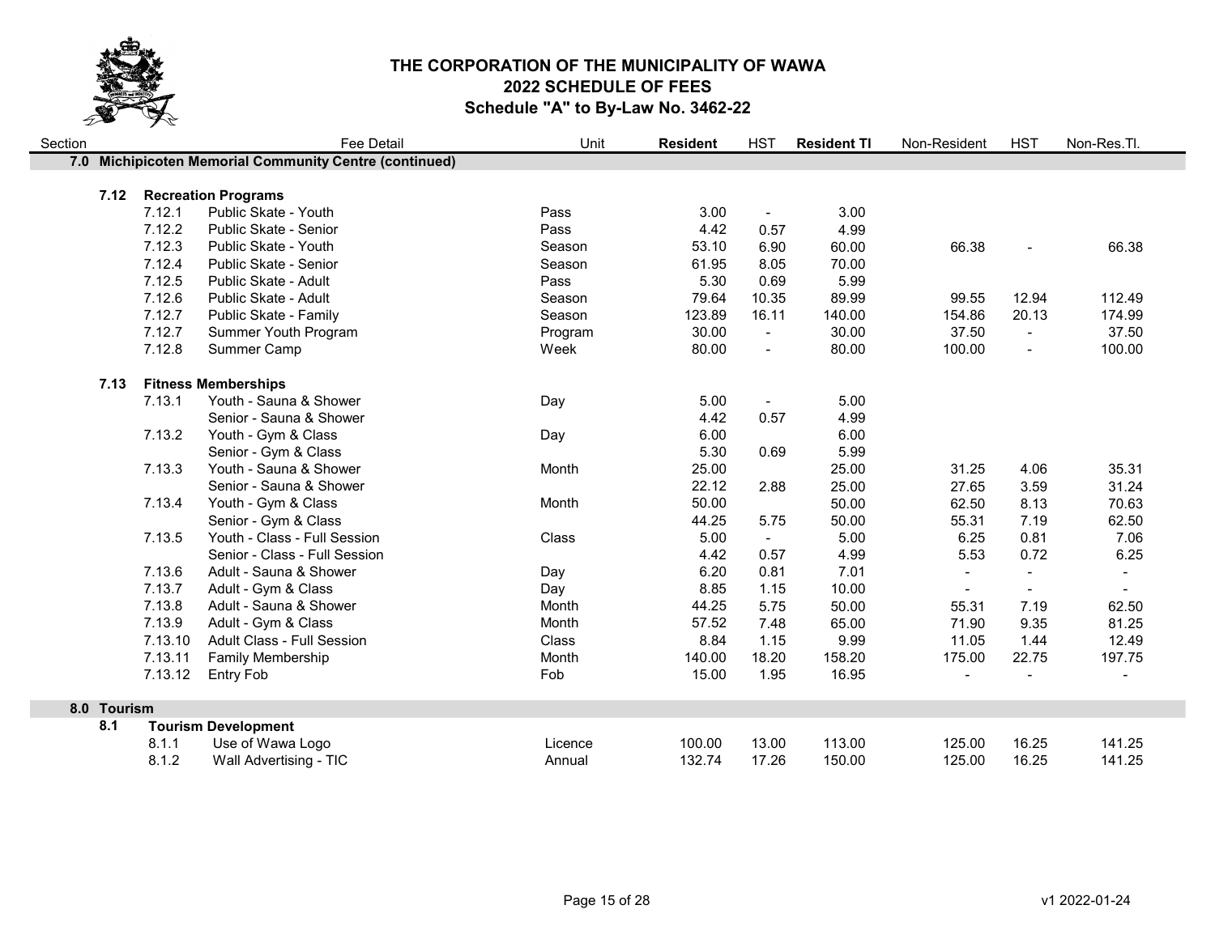# THE CORPORATION OF THE MUNICIPALITY OF WAWA
## 2022 SCHEDULE OF FEES
### Schedule "A" to By-Law No. 3462-22

| Section | | Fee Detail | Unit | **Resident** | HST | **Resident TI** | Non-Resident | HST | Non-Res.TI. |
|---|---|---|---|---|---|---|---|---|---|
| **7.0** | | **Michipicoten Memorial Community Centre (continued)** | | | | | | | |
| **7.12** | | **Recreation Programs** | | | | | | | |
| | 7.12.1 | Public Skate - Youth | Pass | 3.00 | - | 3.00 | | | |
| | 7.12.2 | Public Skate - Senior | Pass | 4.42 | 0.57 | 4.99 | | | |
| | 7.12.3 | Public Skate - Youth | Season | 53.10 | 6.90 | 60.00 | 66.38 | - | 66.38 |
| | 7.12.4 | Public Skate - Senior | Season | 61.95 | 8.05 | 70.00 | | | |
| | 7.12.5 | Public Skate - Adult | Pass | 5.30 | 0.69 | 5.99 | | | |
| | 7.12.6 | Public Skate - Adult | Season | 79.64 | 10.35 | 89.99 | 99.55 | 12.94 | 112.49 |
| | 7.12.7 | Public Skate - Family | Season | 123.89 | 16.11 | 140.00 | 154.86 | 20.13 | 174.99 |
| | 7.12.7 | Summer Youth Program | Program | 30.00 | - | 30.00 | 37.50 | - | 37.50 |
| | 7.12.8 | Summer Camp | Week | 80.00 | - | 80.00 | 100.00 | - | 100.00 |
| **7.13** | | **Fitness Memberships** | | | | | | | |
| | 7.13.1 | Youth - Sauna & Shower | Day | 5.00 | - | 5.00 | | | |
| | | Senior - Sauna & Shower | | 4.42 | 0.57 | 4.99 | | | |
| | 7.13.2 | Youth - Gym & Class | Day | 6.00 | | 6.00 | | | |
| | | Senior - Gym & Class | | 5.30 | 0.69 | 5.99 | | | |
| | 7.13.3 | Youth - Sauna & Shower | Month | 25.00 | | 25.00 | 31.25 | 4.06 | 35.31 |
| | | Senior - Sauna & Shower | | 22.12 | 2.88 | 25.00 | 27.65 | 3.59 | 31.24 |
| | 7.13.4 | Youth - Gym & Class | Month | 50.00 | | 50.00 | 62.50 | 8.13 | 70.63 |
| | | Senior - Gym & Class | | 44.25 | 5.75 | 50.00 | 55.31 | 7.19 | 62.50 |
| | 7.13.5 | Youth - Class - Full Session | Class | 5.00 | - | 5.00 | 6.25 | 0.81 | 7.06 |
| | | Senior - Class - Full Session | | 4.42 | 0.57 | 4.99 | 5.53 | 0.72 | 6.25 |
| | 7.13.6 | Adult - Sauna & Shower | Day | 6.20 | 0.81 | 7.01 | - | - | - |
| | 7.13.7 | Adult - Gym & Class | Day | 8.85 | 1.15 | 10.00 | - | - | - |
| | 7.13.8 | Adult - Sauna & Shower | Month | 44.25 | 5.75 | 50.00 | 55.31 | 7.19 | 62.50 |
| | 7.13.9 | Adult - Gym & Class | Month | 57.52 | 7.48 | 65.00 | 71.90 | 9.35 | 81.25 |
| | 7.13.10 | Adult Class - Full Session | Class | 8.84 | 1.15 | 9.99 | 11.05 | 1.44 | 12.49 |
| | 7.13.11 | Family Membership | Month | 140.00 | 18.20 | 158.20 | 175.00 | 22.75 | 197.75 |
| | 7.13.12 | Entry Fob | Fob | 15.00 | 1.95 | 16.95 | - | - | - |
| **8.0** | | **Tourism** | | | | | | | |
| **8.1** | | **Tourism Development** | | | | | | | |
| | 8.1.1 | Use of Wawa Logo | Licence | 100.00 | 13.00 | 113.00 | 125.00 | 16.25 | 141.25 |
| | 8.1.2 | Wall Advertising - TIC | Annual | 132.74 | 17.26 | 150.00 | 125.00 | 16.25 | 141.25 |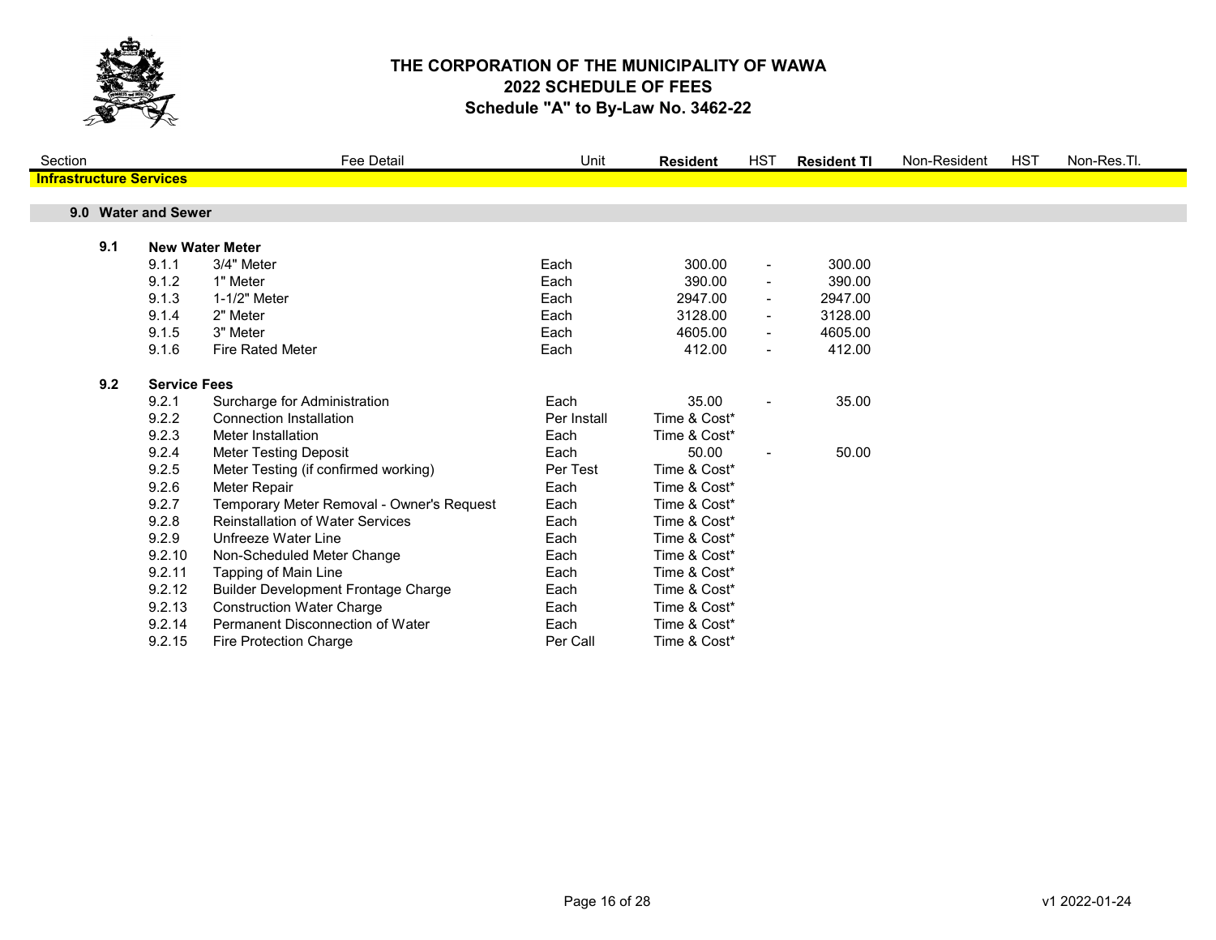# THE CORPORATION OF THE MUNICIPALITY OF WAWA
## 2022 SCHEDULE OF FEES
### Schedule "A" to By-Law No. 3462-22

| Section | | Fee Detail | Unit | **Resident** | HST | **Resident TI** | Non-Resident | HST | Non-Res.TI. |
|---|---|---|---|---|---|---|---|---|---|
| **Infrastructure Services** | | | | | | | | | |
| **9.0 Water and Sewer** | | | | | | | | | |
| **9.1** | **New Water Meter** | | | | | | | | |
| | 9.1.1 | 3/4" Meter | Each | 300.00 | - | 300.00 | | | |
| | 9.1.2 | 1" Meter | Each | 390.00 | - | 390.00 | | | |
| | 9.1.3 | 1-1/2" Meter | Each | 2947.00 | - | 2947.00 | | | |
| | 9.1.4 | 2" Meter | Each | 3128.00 | - | 3128.00 | | | |
| | 9.1.5 | 3" Meter | Each | 4605.00 | - | 4605.00 | | | |
| | 9.1.6 | Fire Rated Meter | Each | 412.00 | - | 412.00 | | | |
| **9.2** | **Service Fees** | | | | | | | | |
| | 9.2.1 | Surcharge for Administration | Each | 35.00 | - | 35.00 | | | |
| | 9.2.2 | Connection Installation | Per Install | Time & Cost* | | | | | |
| | 9.2.3 | Meter Installation | Each | Time & Cost* | | | | | |
| | 9.2.4 | Meter Testing Deposit | Each | 50.00 | - | 50.00 | | | |
| | 9.2.5 | Meter Testing (if confirmed working) | Per Test | Time & Cost* | | | | | |
| | 9.2.6 | Meter Repair | Each | Time & Cost* | | | | | |
| | 9.2.7 | Temporary Meter Removal - Owner's Request | Each | Time & Cost* | | | | | |
| | 9.2.8 | Reinstallation of Water Services | Each | Time & Cost* | | | | | |
| | 9.2.9 | Unfreeze Water Line | Each | Time & Cost* | | | | | |
| | 9.2.10 | Non-Scheduled Meter Change | Each | Time & Cost* | | | | | |
| | 9.2.11 | Tapping of Main Line | Each | Time & Cost* | | | | | |
| | 9.2.12 | Builder Development Frontage Charge | Each | Time & Cost* | | | | | |
| | 9.2.13 | Construction Water Charge | Each | Time & Cost* | | | | | |
| | 9.2.14 | Permanent Disconnection of Water | Each | Time & Cost* | | | | | |
| | 9.2.15 | Fire Protection Charge | Per Call | Time & Cost* | | | | | |

v1 2022-01-24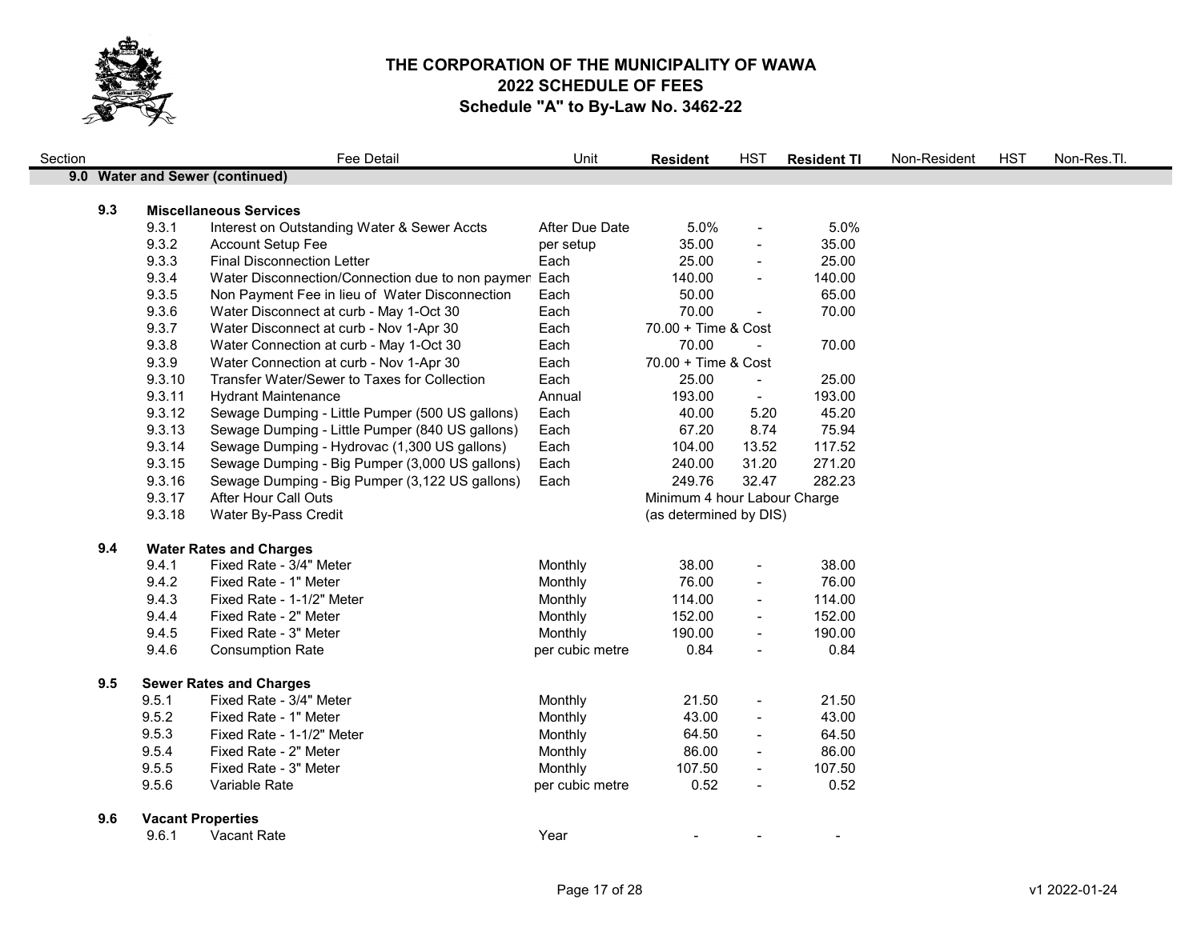# THE CORPORATION OF THE MUNICIPALITY OF WAWA
## 2022 SCHEDULE OF FEES
### Schedule "A" to By-Law No. 3462-22

| Section | | Fee Detail | Unit | Resident | HST | Resident TI | Non-Resident | HST | Non-Res.TI. |
|---|---|---|---|---|---|---|---|---|---|
| **9.0** | | **Water and Sewer (continued)** | | | | | | | |
| **9.3** | | **Miscellaneous Services** | | | | | | | |
| | 9.3.1 | Interest on Outstanding Water & Sewer Accts | After Due Date | 5.0% | - | 5.0% | | | |
| | 9.3.2 | Account Setup Fee | per setup | 35.00 | - | 35.00 | | | |
| | 9.3.3 | Final Disconnection Letter | Each | 25.00 | - | 25.00 | | | |
| | 9.3.4 | Water Disconnection/Connection due to non paymen | Each | 140.00 | - | 140.00 | | | |
| | 9.3.5 | Non Payment Fee in lieu of Water Disconnection | Each | 50.00 | | 65.00 | | | |
| | 9.3.6 | Water Disconnect at curb - May 1-Oct 30 | Each | 70.00 | - | 70.00 | | | |
| | 9.3.7 | Water Disconnect at curb - Nov 1-Apr 30 | Each | 70.00 + Time & Cost | | | | | |
| | 9.3.8 | Water Connection at curb - May 1-Oct 30 | Each | 70.00 | - | 70.00 | | | |
| | 9.3.9 | Water Connection at curb - Nov 1-Apr 30 | Each | 70.00 + Time & Cost | | | | | |
| | 9.3.10 | Transfer Water/Sewer to Taxes for Collection | Each | 25.00 | - | 25.00 | | | |
| | 9.3.11 | Hydrant Maintenance | Annual | 193.00 | - | 193.00 | | | |
| | 9.3.12 | Sewage Dumping - Little Pumper (500 US gallons) | Each | 40.00 | 5.20 | 45.20 | | | |
| | 9.3.13 | Sewage Dumping - Little Pumper (840 US gallons) | Each | 67.20 | 8.74 | 75.94 | | | |
| | 9.3.14 | Sewage Dumping - Hydrovac (1,300 US gallons) | Each | 104.00 | 13.52 | 117.52 | | | |
| | 9.3.15 | Sewage Dumping - Big Pumper (3,000 US gallons) | Each | 240.00 | 31.20 | 271.20 | | | |
| | 9.3.16 | Sewage Dumping - Big Pumper (3,122 US gallons) | Each | 249.76 | 32.47 | 282.23 | | | |
| | 9.3.17 | After Hour Call Outs | | Minimum 4 hour Labour Charge | | | | | |
| | 9.3.18 | Water By-Pass Credit | | (as determined by DIS) | | | | | |
| **9.4** | | **Water Rates and Charges** | | | | | | | |
| | 9.4.1 | Fixed Rate - 3/4" Meter | Monthly | 38.00 | - | 38.00 | | | |
| | 9.4.2 | Fixed Rate - 1" Meter | Monthly | 76.00 | - | 76.00 | | | |
| | 9.4.3 | Fixed Rate - 1-1/2" Meter | Monthly | 114.00 | - | 114.00 | | | |
| | 9.4.4 | Fixed Rate - 2" Meter | Monthly | 152.00 | - | 152.00 | | | |
| | 9.4.5 | Fixed Rate - 3" Meter | Monthly | 190.00 | - | 190.00 | | | |
| | 9.4.6 | Consumption Rate | per cubic metre | 0.84 | - | 0.84 | | | |
| **9.5** | | **Sewer Rates and Charges** | | | | | | | |
| | 9.5.1 | Fixed Rate - 3/4" Meter | Monthly | 21.50 | - | 21.50 | | | |
| | 9.5.2 | Fixed Rate - 1" Meter | Monthly | 43.00 | - | 43.00 | | | |
| | 9.5.3 | Fixed Rate - 1-1/2" Meter | Monthly | 64.50 | - | 64.50 | | | |
| | 9.5.4 | Fixed Rate - 2" Meter | Monthly | 86.00 | - | 86.00 | | | |
| | 9.5.5 | Fixed Rate - 3" Meter | Monthly | 107.50 | - | 107.50 | | | |
| | 9.5.6 | Variable Rate | per cubic metre | 0.52 | - | 0.52 | | | |
| **9.6** | | **Vacant Properties** | | | | | | | |
| | 9.6.1 | Vacant Rate | Year | - | - | - | | | |

v1 2022-01-24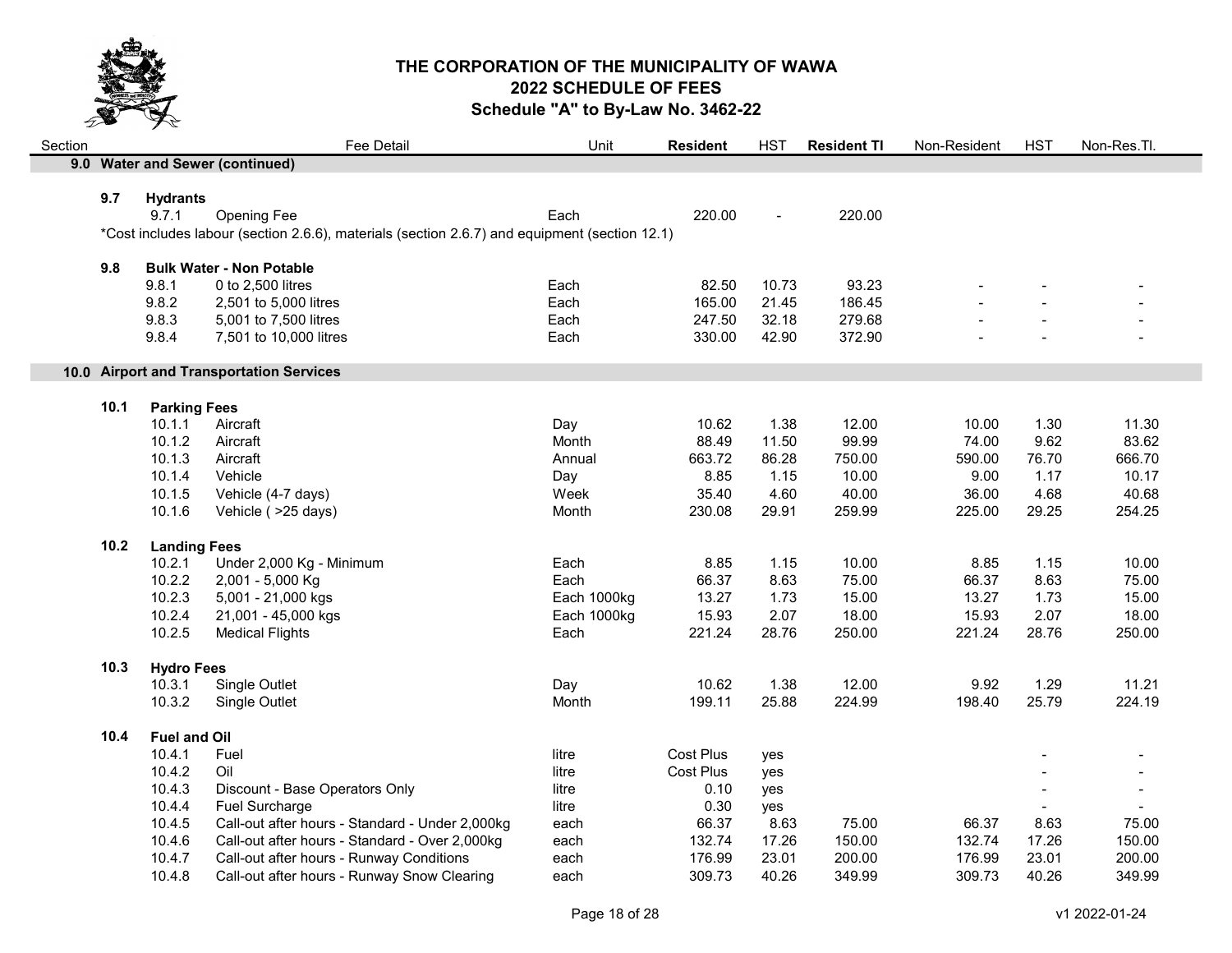# THE CORPORATION OF THE MUNICIPALITY OF WAWA
## 2022 SCHEDULE OF FEES
### Schedule "A" to By-Law No. 3462-22

| Section | | Fee Detail | Unit | **Resident** | HST | **Resident TI** | Non-Resident | HST | Non-Res.TI. |
|---|---|---|---|---|---|---|---|---|---|
| **9.0** | **Water and Sewer (continued)** | | | | | | | | |
| **9.7** | **Hydrants** | | | | | | | | |
| | 9.7.1 | Opening Fee | Each | 220.00 | - | 220.00 | | | |
| | *Cost includes labour (section 2.6.6), materials (section 2.6.7) and equipment (section 12.1) | | | | | | | | |
| **9.8** | **Bulk Water - Non Potable** | | | | | | | | |
| | 9.8.1 | 0 to 2,500 litres | Each | 82.50 | 10.73 | 93.23 | - | - | - |
| | 9.8.2 | 2,501 to 5,000 litres | Each | 165.00 | 21.45 | 186.45 | - | - | - |
| | 9.8.3 | 5,001 to 7,500 litres | Each | 247.50 | 32.18 | 279.68 | - | - | - |
| | 9.8.4 | 7,501 to 10,000 litres | Each | 330.00 | 42.90 | 372.90 | - | - | - |
| **10.0** | **Airport and Transportation Services** | | | | | | | | |
| **10.1** | **Parking Fees** | | | | | | | | |
| | 10.1.1 | Aircraft | Day | 10.62 | 1.38 | 12.00 | 10.00 | 1.30 | 11.30 |
| | 10.1.2 | Aircraft | Month | 88.49 | 11.50 | 99.99 | 74.00 | 9.62 | 83.62 |
| | 10.1.3 | Aircraft | Annual | 663.72 | 86.28 | 750.00 | 590.00 | 76.70 | 666.70 |
| | 10.1.4 | Vehicle | Day | 8.85 | 1.15 | 10.00 | 9.00 | 1.17 | 10.17 |
| | 10.1.5 | Vehicle (4-7 days) | Week | 35.40 | 4.60 | 40.00 | 36.00 | 4.68 | 40.68 |
| | 10.1.6 | Vehicle ( >25 days) | Month | 230.08 | 29.91 | 259.99 | 225.00 | 29.25 | 254.25 |
| **10.2** | **Landing Fees** | | | | | | | | |
| | 10.2.1 | Under 2,000 Kg - Minimum | Each | 8.85 | 1.15 | 10.00 | 8.85 | 1.15 | 10.00 |
| | 10.2.2 | 2,001 - 5,000 Kg | Each | 66.37 | 8.63 | 75.00 | 66.37 | 8.63 | 75.00 |
| | 10.2.3 | 5,001 - 21,000 kgs | Each 1000kg | 13.27 | 1.73 | 15.00 | 13.27 | 1.73 | 15.00 |
| | 10.2.4 | 21,001 - 45,000 kgs | Each 1000kg | 15.93 | 2.07 | 18.00 | 15.93 | 2.07 | 18.00 |
| | 10.2.5 | Medical Flights | Each | 221.24 | 28.76 | 250.00 | 221.24 | 28.76 | 250.00 |
| **10.3** | **Hydro Fees** | | | | | | | | |
| | 10.3.1 | Single Outlet | Day | 10.62 | 1.38 | 12.00 | 9.92 | 1.29 | 11.21 |
| | 10.3.2 | Single Outlet | Month | 199.11 | 25.88 | 224.99 | 198.40 | 25.79 | 224.19 |
| **10.4** | **Fuel and Oil** | | | | | | | | |
| | 10.4.1 | Fuel | litre | Cost Plus | yes | | | - | - |
| | 10.4.2 | Oil | litre | Cost Plus | yes | | | - | - |
| | 10.4.3 | Discount - Base Operators Only | litre | 0.10 | yes | | | - | - |
| | 10.4.4 | Fuel Surcharge | litre | 0.30 | yes | | | - | - |
| | 10.4.5 | Call-out after hours - Standard - Under 2,000kg | each | 66.37 | 8.63 | 75.00 | 66.37 | 8.63 | 75.00 |
| | 10.4.6 | Call-out after hours - Standard - Over 2,000kg | each | 132.74 | 17.26 | 150.00 | 132.74 | 17.26 | 150.00 |
| | 10.4.7 | Call-out after hours - Runway Conditions | each | 176.99 | 23.01 | 200.00 | 176.99 | 23.01 | 200.00 |
| | 10.4.8 | Call-out after hours - Runway Snow Clearing | each | 309.73 | 40.26 | 349.99 | 309.73 | 40.26 | 349.99 |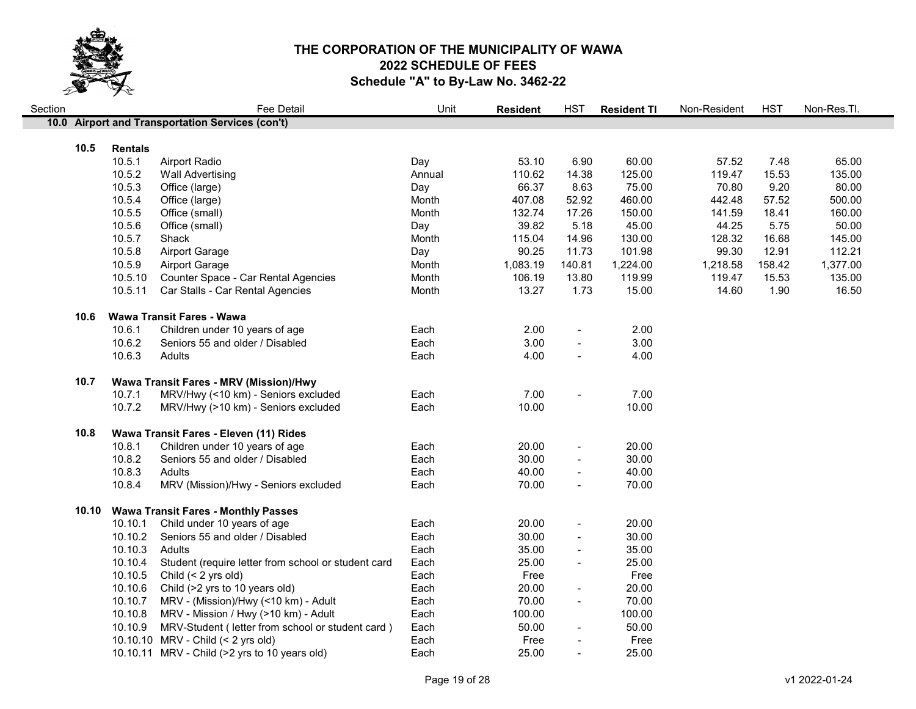# THE CORPORATION OF THE MUNICIPALITY OF WAWA
## 2022 SCHEDULE OF FEES
### Schedule "A" to By-Law No. 3462-22

| Section | | Fee Detail | Unit | Resident | HST | Resident TI | Non-Resident | HST | Non-Res.TI. |
|---|---|---|---|---|---|---|---|---|---|
| **10.0** | **Airport and Transportation Services (con't)** | | | | | | | | |
| **10.5** | **Rentals** | | | | | | | | |
| | 10.5.1 | Airport Radio | Day | 53.10 | 6.90 | 60.00 | 57.52 | 7.48 | 65.00 |
| | 10.5.2 | Wall Advertising | Annual | 110.62 | 14.38 | 125.00 | 119.47 | 15.53 | 135.00 |
| | 10.5.3 | Office (large) | Day | 66.37 | 8.63 | 75.00 | 70.80 | 9.20 | 80.00 |
| | 10.5.4 | Office (large) | Month | 407.08 | 52.92 | 460.00 | 442.48 | 57.52 | 500.00 |
| | 10.5.5 | Office (small) | Month | 132.74 | 17.26 | 150.00 | 141.59 | 18.41 | 160.00 |
| | 10.5.6 | Office (small) | Day | 39.82 | 5.18 | 45.00 | 44.25 | 5.75 | 50.00 |
| | 10.5.7 | Shack | Month | 115.04 | 14.96 | 130.00 | 128.32 | 16.68 | 145.00 |
| | 10.5.8 | Airport Garage | Day | 90.25 | 11.73 | 101.98 | 99.30 | 12.91 | 112.21 |
| | 10.5.9 | Airport Garage | Month | 1,083.19 | 140.81 | 1,224.00 | 1,218.58 | 158.42 | 1,377.00 |
| | 10.5.10 | Counter Space - Car Rental Agencies | Month | 106.19 | 13.80 | 119.99 | 119.47 | 15.53 | 135.00 |
| | 10.5.11 | Car Stalls - Car Rental Agencies | Month | 13.27 | 1.73 | 15.00 | 14.60 | 1.90 | 16.50 |
| **10.6** | **Wawa Transit Fares - Wawa** | | | | | | | | |
| | 10.6.1 | Children under 10 years of age | Each | 2.00 | - | 2.00 | | | |
| | 10.6.2 | Seniors 55 and older / Disabled | Each | 3.00 | - | 3.00 | | | |
| | 10.6.3 | Adults | Each | 4.00 | - | 4.00 | | | |
| **10.7** | **Wawa Transit Fares - MRV (Mission)/Hwy** | | | | | | | | |
| | 10.7.1 | MRV/Hwy (<10 km) - Seniors excluded | Each | 7.00 | - | 7.00 | | | |
| | 10.7.2 | MRV/Hwy (>10 km) - Seniors excluded | Each | 10.00 | | 10.00 | | | |
| **10.8** | **Wawa Transit Fares - Eleven (11) Rides** | | | | | | | | |
| | 10.8.1 | Children under 10 years of age | Each | 20.00 | - | 20.00 | | | |
| | 10.8.2 | Seniors 55 and older / Disabled | Each | 30.00 | - | 30.00 | | | |
| | 10.8.3 | Adults | Each | 40.00 | - | 40.00 | | | |
| | 10.8.4 | MRV (Mission)/Hwy - Seniors excluded | Each | 70.00 | - | 70.00 | | | |
| **10.10** | **Wawa Transit Fares - Monthly Passes** | | | | | | | | |
| | 10.10.1 | Child under 10 years of age | Each | 20.00 | - | 20.00 | | | |
| | 10.10.2 | Seniors 55 and older / Disabled | Each | 30.00 | - | 30.00 | | | |
| | 10.10.3 | Adults | Each | 35.00 | - | 35.00 | | | |
| | 10.10.4 | Student (require letter from school or student card | Each | 25.00 | - | 25.00 | | | |
| | 10.10.5 | Child (< 2 yrs old) | Each | Free | | Free | | | |
| | 10.10.6 | Child (>2 yrs to 10 years old) | Each | 20.00 | - | 20.00 | | | |
| | 10.10.7 | MRV - (Mission)/Hwy (<10 km) - Adult | Each | 70.00 | - | 70.00 | | | |
| | 10.10.8 | MRV - Mission / Hwy (>10 km) - Adult | Each | 100.00 | | 100.00 | | | |
| | 10.10.9 | MRV-Student ( letter from school or student card ) | Each | 50.00 | - | 50.00 | | | |
| | 10.10.10 | MRV - Child (< 2 yrs old) | Each | Free | - | Free | | | |
| | 10.10.11 | MRV - Child (>2 yrs to 10 years old) | Each | 25.00 | - | 25.00 | | | |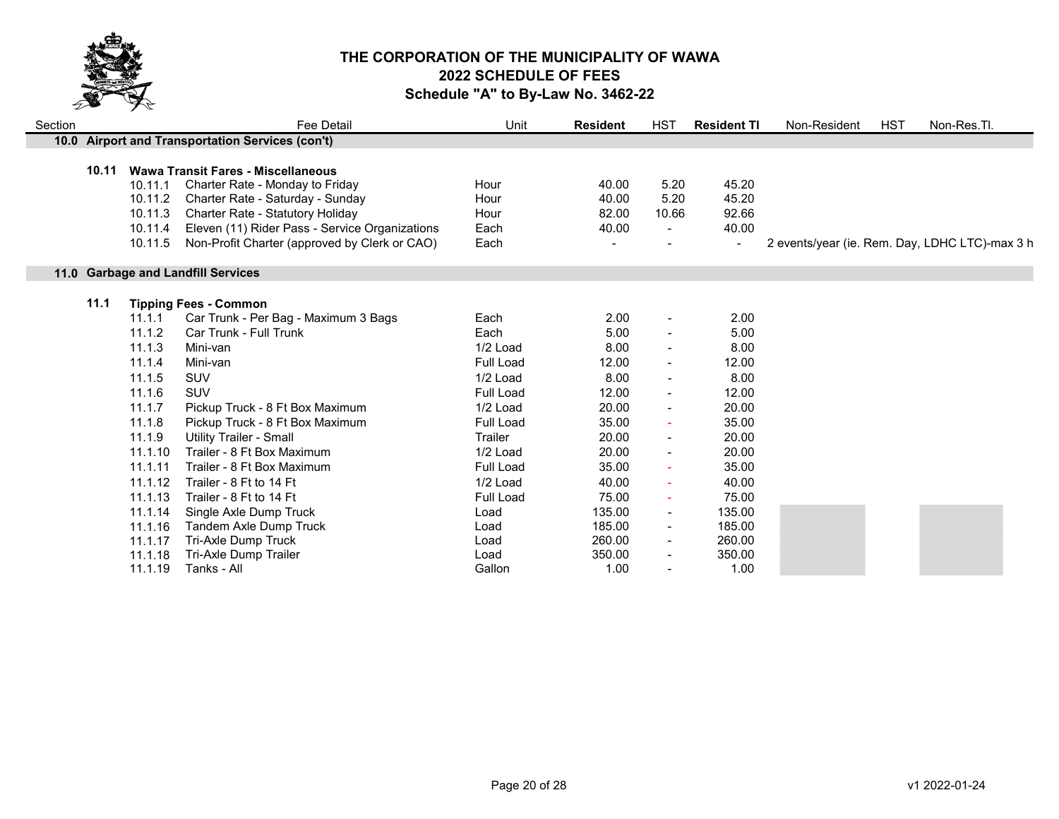# THE CORPORATION OF THE MUNICIPALITY OF WAWA
## 2022 SCHEDULE OF FEES
### Schedule "A" to By-Law No. 3462-22

| Section | | Fee Detail | Unit | **Resident** | HST | **Resident TI** | Non-Resident | HST | Non-Res.TI. |
|---|---|---|---|---|---|---|---|---|---|
| **10.0** | | **Airport and Transportation Services (con't)** | | | | | | | |
| **10.11** | | **Wawa Transit Fares - Miscellaneous** | | | | | | | |
| | 10.11.1 | Charter Rate - Monday to Friday | Hour | 40.00 | 5.20 | 45.20 | | | |
| | 10.11.2 | Charter Rate - Saturday - Sunday | Hour | 40.00 | 5.20 | 45.20 | | | |
| | 10.11.3 | Charter Rate - Statutory Holiday | Hour | 82.00 | 10.66 | 92.66 | | | |
| | 10.11.4 | Eleven (11) Rider Pass - Service Organizations | Each | 40.00 | - | 40.00 | | | |
| | 10.11.5 | Non-Profit Charter (approved by Clerk or CAO) | Each | - | - | - | 2 events/year (ie. Rem. Day, LDHC LTC)-max 3 h | | |
| **11.0** | | **Garbage and Landfill Services** | | | | | | | |
| **11.1** | | **Tipping Fees - Common** | | | | | | | |
| | 11.1.1 | Car Trunk - Per Bag - Maximum 3 Bags | Each | 2.00 | - | 2.00 | | | |
| | 11.1.2 | Car Trunk - Full Trunk | Each | 5.00 | - | 5.00 | | | |
| | 11.1.3 | Mini-van | 1/2 Load | 8.00 | - | 8.00 | | | |
| | 11.1.4 | Mini-van | Full Load | 12.00 | - | 12.00 | | | |
| | 11.1.5 | SUV | 1/2 Load | 8.00 | - | 8.00 | | | |
| | 11.1.6 | SUV | Full Load | 12.00 | - | 12.00 | | | |
| | 11.1.7 | Pickup Truck - 8 Ft Box Maximum | 1/2 Load | 20.00 | - | 20.00 | | | |
| | 11.1.8 | Pickup Truck - 8 Ft Box Maximum | Full Load | 35.00 | - | 35.00 | | | |
| | 11.1.9 | Utility Trailer - Small | Trailer | 20.00 | - | 20.00 | | | |
| | 11.1.10 | Trailer - 8 Ft Box Maximum | 1/2 Load | 20.00 | - | 20.00 | | | |
| | 11.1.11 | Trailer - 8 Ft Box Maximum | Full Load | 35.00 | - | 35.00 | | | |
| | 11.1.12 | Trailer - 8 Ft to 14 Ft | 1/2 Load | 40.00 | - | 40.00 | | | |
| | 11.1.13 | Trailer - 8 Ft to 14 Ft | Full Load | 75.00 | - | 75.00 | | | |
| | 11.1.14 | Single Axle Dump Truck | Load | 135.00 | - | 135.00 | | | |
| | 11.1.16 | Tandem Axle Dump Truck | Load | 185.00 | - | 185.00 | | | |
| | 11.1.17 | Tri-Axle Dump Truck | Load | 260.00 | - | 260.00 | | | |
| | 11.1.18 | Tri-Axle Dump Trailer | Load | 350.00 | - | 350.00 | | | |
| | 11.1.19 | Tanks - All | Gallon | 1.00 | - | 1.00 | | | |

v1 2022-01-24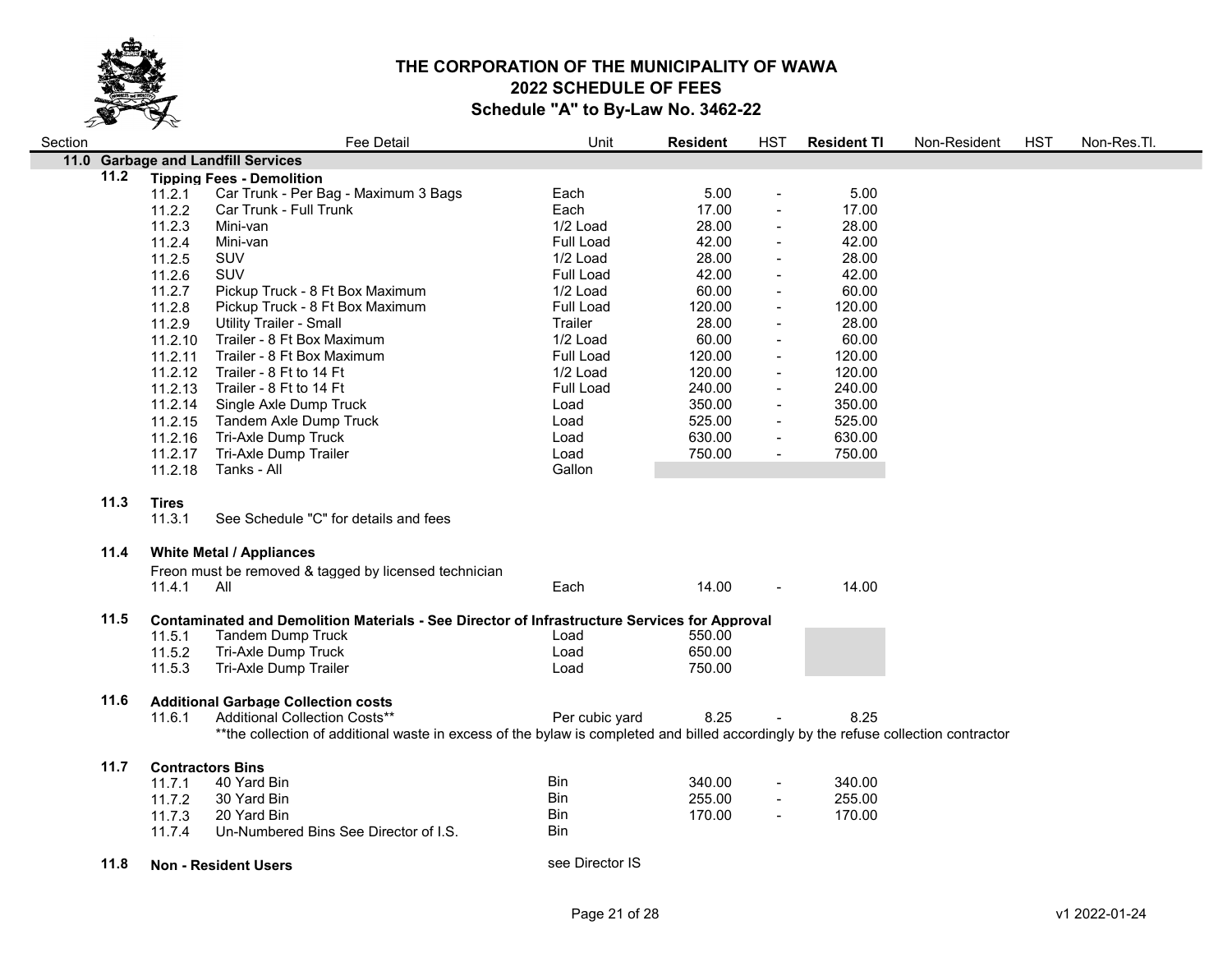# THE CORPORATION OF THE MUNICIPALITY OF WAWA
## 2022 SCHEDULE OF FEES
### Schedule "A" to By-Law No. 3462-22

| Section | | Fee Detail | Unit | **Resident** | HST | **Resident TI** | Non-Resident | HST | Non-Res.TI. |
|---|---|---|---|---|---|---|---|---|---|
| **11.0** | | **Garbage and Landfill Services** | | | | | | | |
| **11.2** | | **Tipping Fees - Demolition** | | | | | | | |
| | 11.2.1 | Car Trunk - Per Bag - Maximum 3 Bags | Each | 5.00 | - | 5.00 | | | |
| | 11.2.2 | Car Trunk - Full Trunk | Each | 17.00 | - | 17.00 | | | |
| | 11.2.3 | Mini-van | 1/2 Load | 28.00 | - | 28.00 | | | |
| | 11.2.4 | Mini-van | Full Load | 42.00 | - | 42.00 | | | |
| | 11.2.5 | SUV | 1/2 Load | 28.00 | - | 28.00 | | | |
| | 11.2.6 | SUV | Full Load | 42.00 | - | 42.00 | | | |
| | 11.2.7 | Pickup Truck - 8 Ft Box Maximum | 1/2 Load | 60.00 | - | 60.00 | | | |
| | 11.2.8 | Pickup Truck - 8 Ft Box Maximum | Full Load | 120.00 | - | 120.00 | | | |
| | 11.2.9 | Utility Trailer - Small | Trailer | 28.00 | - | 28.00 | | | |
| | 11.2.10 | Trailer - 8 Ft Box Maximum | 1/2 Load | 60.00 | - | 60.00 | | | |
| | 11.2.11 | Trailer - 8 Ft Box Maximum | Full Load | 120.00 | - | 120.00 | | | |
| | 11.2.12 | Trailer - 8 Ft to 14 Ft | 1/2 Load | 120.00 | - | 120.00 | | | |
| | 11.2.13 | Trailer - 8 Ft to 14 Ft | Full Load | 240.00 | - | 240.00 | | | |
| | 11.2.14 | Single Axle Dump Truck | Load | 350.00 | - | 350.00 | | | |
| | 11.2.15 | Tandem Axle Dump Truck | Load | 525.00 | - | 525.00 | | | |
| | 11.2.16 | Tri-Axle Dump Truck | Load | 630.00 | - | 630.00 | | | |
| | 11.2.17 | Tri-Axle Dump Trailer | Load | 750.00 | - | 750.00 | | | |
| | 11.2.18 | Tanks - All | Gallon | | | | | | |
| **11.3** | | **Tires** | | | | | | | |
| | 11.3.1 | See Schedule "C" for details and fees | | | | | | | |
| **11.4** | | **White Metal / Appliances** | | | | | | | |
| | | Freon must be removed & tagged by licensed technician | | | | | | | |
| | 11.4.1 | All | Each | 14.00 | - | 14.00 | | | |
| **11.5** | | **Contaminated and Demolition Materials - See Director of Infrastructure Services for Approval** | | | | | | | |
| | 11.5.1 | Tandem Dump Truck | Load | 550.00 | | | | | |
| | 11.5.2 | Tri-Axle Dump Truck | Load | 650.00 | | | | | |
| | 11.5.3 | Tri-Axle Dump Trailer | Load | 750.00 | | | | | |
| **11.6** | | **Additional Garbage Collection costs** | | | | | | | |
| | 11.6.1 | Additional Collection Costs** | Per cubic yard | 8.25 | - | 8.25 | | | |
| | | **the collection of additional waste in excess of the bylaw is completed and billed accordingly by the refuse collection contractor | | | | | | | |
| **11.7** | | **Contractors Bins** | | | | | | | |
| | 11.7.1 | 40 Yard Bin | Bin | 340.00 | - | 340.00 | | | |
| | 11.7.2 | 30 Yard Bin | Bin | 255.00 | - | 255.00 | | | |
| | 11.7.3 | 20 Yard Bin | Bin | 170.00 | - | 170.00 | | | |
| | 11.7.4 | Un-Numbered Bins See Director of I.S. | Bin | | | | | | |
| **11.8** | | **Non - Resident Users** | see Director IS | | | | | | |

v1 2022-01-24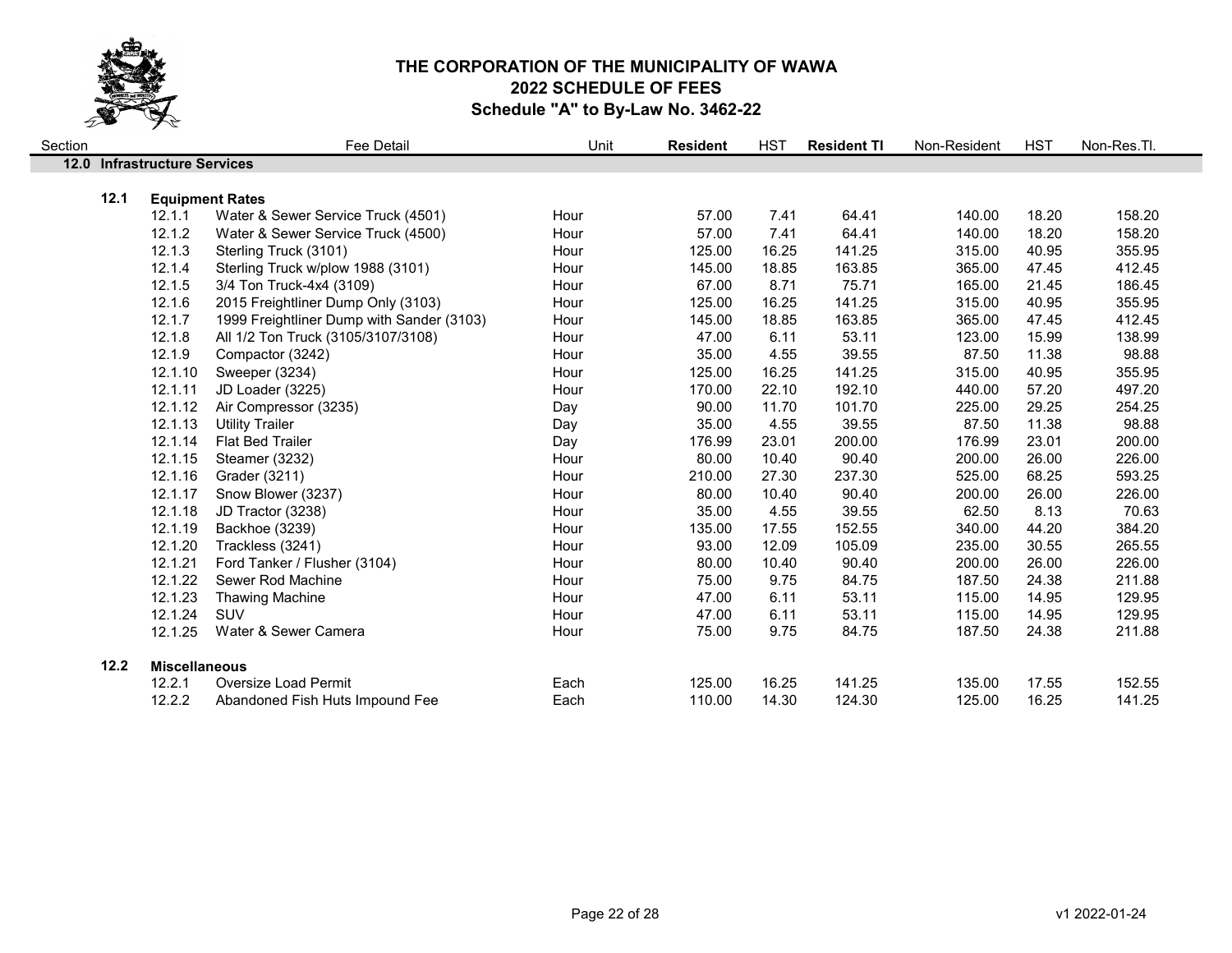# THE CORPORATION OF THE MUNICIPALITY OF WAWA
## 2022 SCHEDULE OF FEES
### Schedule "A" to By-Law No. 3462-22

| Section | | Fee Detail | Unit | **Resident** | HST | **Resident TI** | Non-Resident | HST | Non-Res.TI. |
|---|---|---|---|---|---|---|---|---|---|
| **12.0** | **Infrastructure Services** | | | | | | | | |
| **12.1** | **Equipment Rates** | | | | | | | | |
| | 12.1.1 | Water & Sewer Service Truck (4501) | Hour | 57.00 | 7.41 | 64.41 | 140.00 | 18.20 | 158.20 |
| | 12.1.2 | Water & Sewer Service Truck (4500) | Hour | 57.00 | 7.41 | 64.41 | 140.00 | 18.20 | 158.20 |
| | 12.1.3 | Sterling Truck (3101) | Hour | 125.00 | 16.25 | 141.25 | 315.00 | 40.95 | 355.95 |
| | 12.1.4 | Sterling Truck w/plow 1988 (3101) | Hour | 145.00 | 18.85 | 163.85 | 365.00 | 47.45 | 412.45 |
| | 12.1.5 | 3/4 Ton Truck-4x4 (3109) | Hour | 67.00 | 8.71 | 75.71 | 165.00 | 21.45 | 186.45 |
| | 12.1.6 | 2015 Freightliner Dump Only (3103) | Hour | 125.00 | 16.25 | 141.25 | 315.00 | 40.95 | 355.95 |
| | 12.1.7 | 1999 Freightliner Dump with Sander (3103) | Hour | 145.00 | 18.85 | 163.85 | 365.00 | 47.45 | 412.45 |
| | 12.1.8 | All 1/2 Ton Truck (3105/3107/3108) | Hour | 47.00 | 6.11 | 53.11 | 123.00 | 15.99 | 138.99 |
| | 12.1.9 | Compactor (3242) | Hour | 35.00 | 4.55 | 39.55 | 87.50 | 11.38 | 98.88 |
| | 12.1.10 | Sweeper (3234) | Hour | 125.00 | 16.25 | 141.25 | 315.00 | 40.95 | 355.95 |
| | 12.1.11 | JD Loader (3225) | Hour | 170.00 | 22.10 | 192.10 | 440.00 | 57.20 | 497.20 |
| | 12.1.12 | Air Compressor (3235) | Day | 90.00 | 11.70 | 101.70 | 225.00 | 29.25 | 254.25 |
| | 12.1.13 | Utility Trailer | Day | 35.00 | 4.55 | 39.55 | 87.50 | 11.38 | 98.88 |
| | 12.1.14 | Flat Bed Trailer | Day | 176.99 | 23.01 | 200.00 | 176.99 | 23.01 | 200.00 |
| | 12.1.15 | Steamer (3232) | Hour | 80.00 | 10.40 | 90.40 | 200.00 | 26.00 | 226.00 |
| | 12.1.16 | Grader (3211) | Hour | 210.00 | 27.30 | 237.30 | 525.00 | 68.25 | 593.25 |
| | 12.1.17 | Snow Blower (3237) | Hour | 80.00 | 10.40 | 90.40 | 200.00 | 26.00 | 226.00 |
| | 12.1.18 | JD Tractor (3238) | Hour | 35.00 | 4.55 | 39.55 | 62.50 | 8.13 | 70.63 |
| | 12.1.19 | Backhoe (3239) | Hour | 135.00 | 17.55 | 152.55 | 340.00 | 44.20 | 384.20 |
| | 12.1.20 | Trackless (3241) | Hour | 93.00 | 12.09 | 105.09 | 235.00 | 30.55 | 265.55 |
| | 12.1.21 | Ford Tanker / Flusher (3104) | Hour | 80.00 | 10.40 | 90.40 | 200.00 | 26.00 | 226.00 |
| | 12.1.22 | Sewer Rod Machine | Hour | 75.00 | 9.75 | 84.75 | 187.50 | 24.38 | 211.88 |
| | 12.1.23 | Thawing Machine | Hour | 47.00 | 6.11 | 53.11 | 115.00 | 14.95 | 129.95 |
| | 12.1.24 | SUV | Hour | 47.00 | 6.11 | 53.11 | 115.00 | 14.95 | 129.95 |
| | 12.1.25 | Water & Sewer Camera | Hour | 75.00 | 9.75 | 84.75 | 187.50 | 24.38 | 211.88 |
| **12.2** | **Miscellaneous** | | | | | | | | |
| | 12.2.1 | Oversize Load Permit | Each | 125.00 | 16.25 | 141.25 | 135.00 | 17.55 | 152.55 |
| | 12.2.2 | Abandoned Fish Huts Impound Fee | Each | 110.00 | 14.30 | 124.30 | 125.00 | 16.25 | 141.25 |

v1 2022-01-24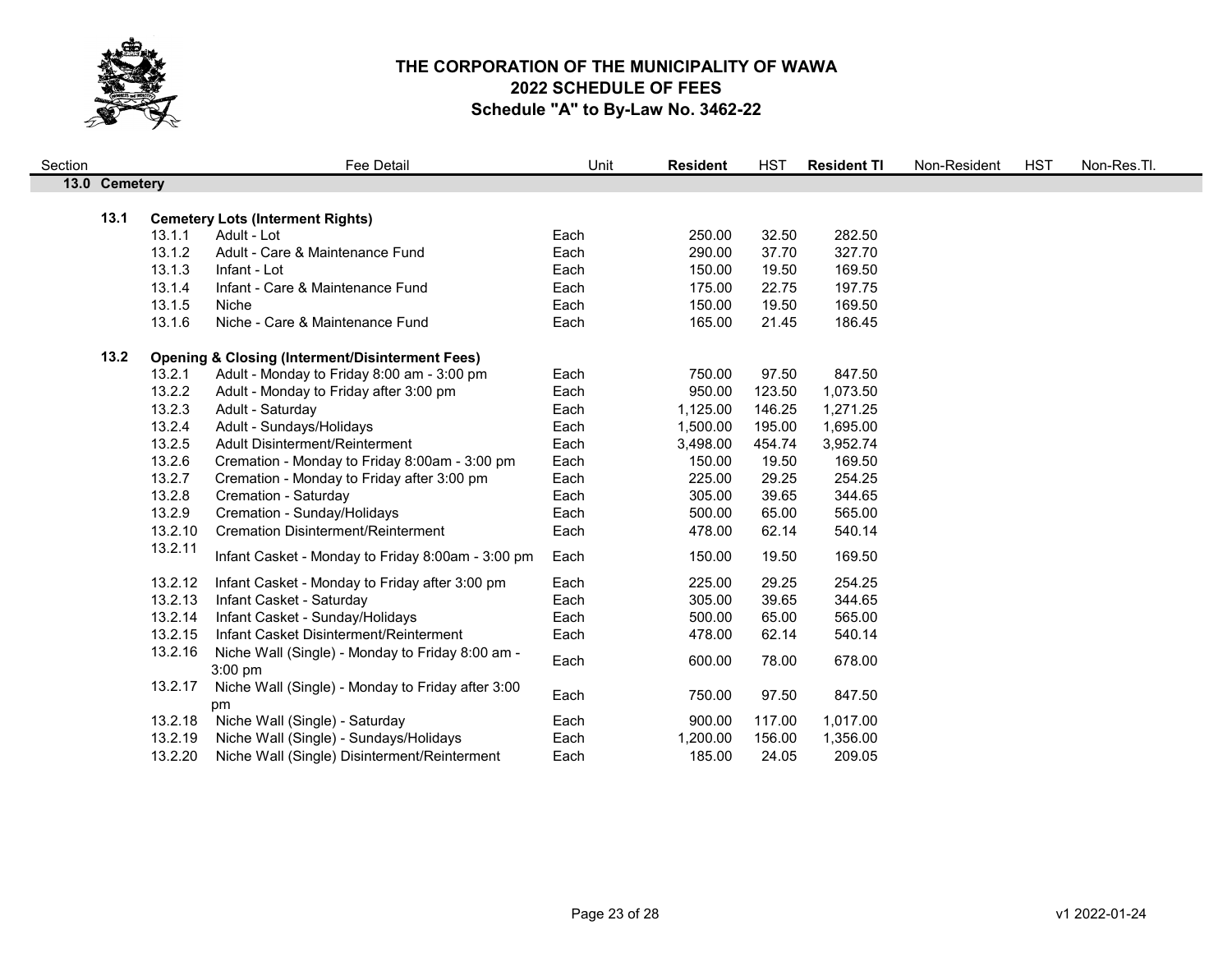# THE CORPORATION OF THE MUNICIPALITY OF WAWA
## 2022 SCHEDULE OF FEES
### Schedule "A" to By-Law No. 3462-22

| Section | | Fee Detail | Unit | **Resident** | HST | **Resident TI** | Non-Resident | HST | Non-Res.TI. |
|---|---|---|---|---|---|---|---|---|---|
| **13.0** | **Cemetery** | | | | | | | | |
| **13.1** | | **Cemetery Lots (Interment Rights)** | | | | | | | |
| | 13.1.1 | Adult - Lot | Each | 250.00 | 32.50 | 282.50 | | | |
| | 13.1.2 | Adult - Care & Maintenance Fund | Each | 290.00 | 37.70 | 327.70 | | | |
| | 13.1.3 | Infant - Lot | Each | 150.00 | 19.50 | 169.50 | | | |
| | 13.1.4 | Infant - Care & Maintenance Fund | Each | 175.00 | 22.75 | 197.75 | | | |
| | 13.1.5 | Niche | Each | 150.00 | 19.50 | 169.50 | | | |
| | 13.1.6 | Niche - Care & Maintenance Fund | Each | 165.00 | 21.45 | 186.45 | | | |
| **13.2** | | **Opening & Closing (Interment/Disinterment Fees)** | | | | | | | |
| | 13.2.1 | Adult - Monday to Friday 8:00 am - 3:00 pm | Each | 750.00 | 97.50 | 847.50 | | | |
| | 13.2.2 | Adult - Monday to Friday after 3:00 pm | Each | 950.00 | 123.50 | 1,073.50 | | | |
| | 13.2.3 | Adult - Saturday | Each | 1,125.00 | 146.25 | 1,271.25 | | | |
| | 13.2.4 | Adult - Sundays/Holidays | Each | 1,500.00 | 195.00 | 1,695.00 | | | |
| | 13.2.5 | Adult Disinterment/Reinterment | Each | 3,498.00 | 454.74 | 3,952.74 | | | |
| | 13.2.6 | Cremation - Monday to Friday 8:00am - 3:00 pm | Each | 150.00 | 19.50 | 169.50 | | | |
| | 13.2.7 | Cremation - Monday to Friday after 3:00 pm | Each | 225.00 | 29.25 | 254.25 | | | |
| | 13.2.8 | Cremation - Saturday | Each | 305.00 | 39.65 | 344.65 | | | |
| | 13.2.9 | Cremation - Sunday/Holidays | Each | 500.00 | 65.00 | 565.00 | | | |
| | 13.2.10 | Cremation Disinterment/Reinterment | Each | 478.00 | 62.14 | 540.14 | | | |
| | 13.2.11 | Infant Casket - Monday to Friday 8:00am - 3:00 pm | Each | 150.00 | 19.50 | 169.50 | | | |
| | 13.2.12 | Infant Casket - Monday to Friday after 3:00 pm | Each | 225.00 | 29.25 | 254.25 | | | |
| | 13.2.13 | Infant Casket - Saturday | Each | 305.00 | 39.65 | 344.65 | | | |
| | 13.2.14 | Infant Casket - Sunday/Holidays | Each | 500.00 | 65.00 | 565.00 | | | |
| | 13.2.15 | Infant Casket Disinterment/Reinterment | Each | 478.00 | 62.14 | 540.14 | | | |
| | 13.2.16 | Niche Wall (Single) - Monday to Friday 8:00 am - 3:00 pm | Each | 600.00 | 78.00 | 678.00 | | | |
| | 13.2.17 | Niche Wall (Single) - Monday to Friday after 3:00 pm | Each | 750.00 | 97.50 | 847.50 | | | |
| | 13.2.18 | Niche Wall (Single) - Saturday | Each | 900.00 | 117.00 | 1,017.00 | | | |
| | 13.2.19 | Niche Wall (Single) - Sundays/Holidays | Each | 1,200.00 | 156.00 | 1,356.00 | | | |
| | 13.2.20 | Niche Wall (Single) Disinterment/Reinterment | Each | 185.00 | 24.05 | 209.05 | | | |

v1 2022-01-24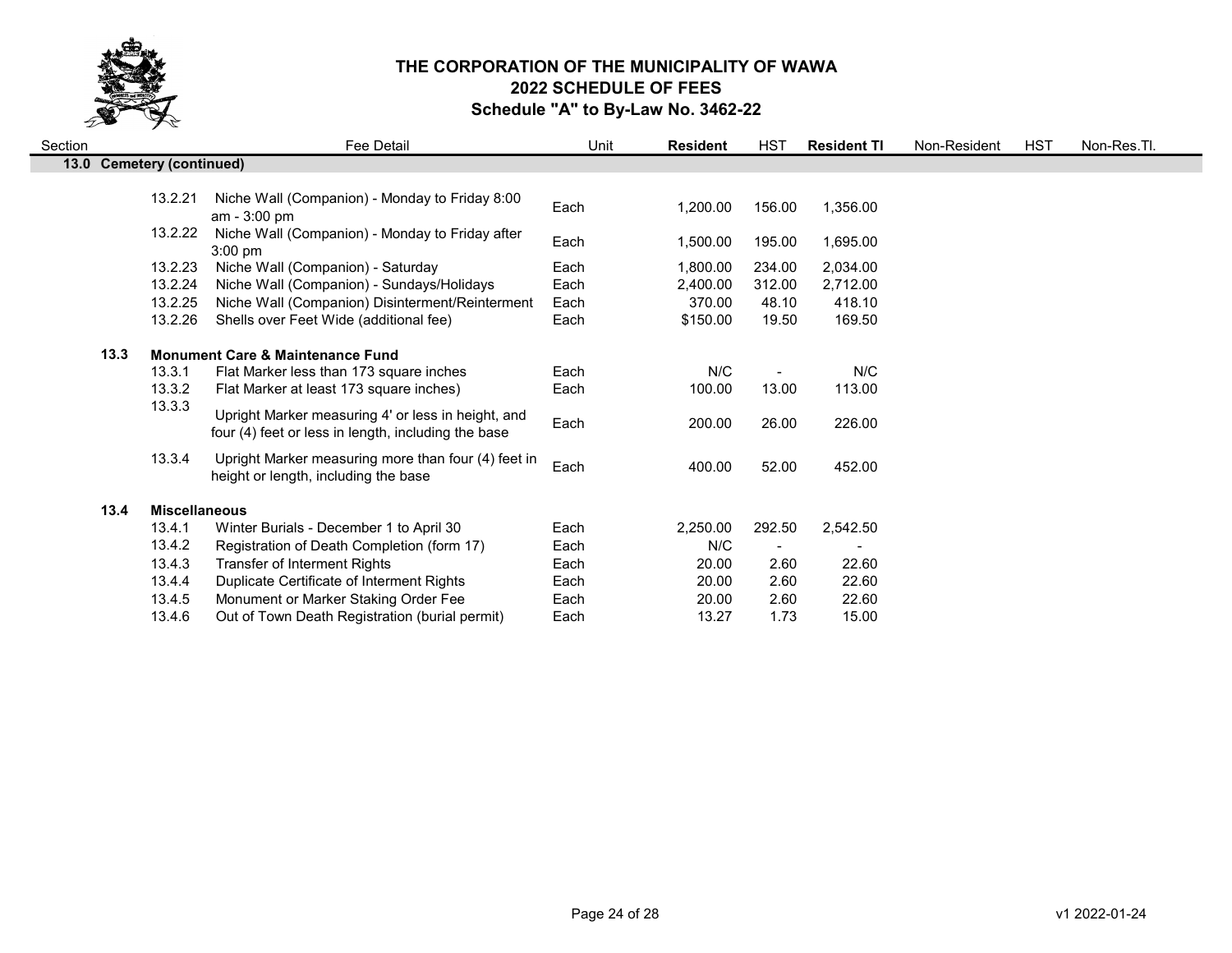# THE CORPORATION OF THE MUNICIPALITY OF WAWA
## 2022 SCHEDULE OF FEES
### Schedule "A" to By-Law No. 3462-22

| Section | | Fee Detail | Unit | **Resident** | HST | **Resident TI** | Non-Resident | HST | Non-Res.TI. |
|---|---|---|---|---|---|---|---|---|---|
| **13.0 Cemetery (continued)** | | | | | | | | | |
| | 13.2.21 | Niche Wall (Companion) - Monday to Friday 8:00 am - 3:00 pm | Each | 1,200.00 | 156.00 | 1,356.00 | | | |
| | 13.2.22 | Niche Wall (Companion) - Monday to Friday after 3:00 pm | Each | 1,500.00 | 195.00 | 1,695.00 | | | |
| | 13.2.23 | Niche Wall (Companion) - Saturday | Each | 1,800.00 | 234.00 | 2,034.00 | | | |
| | 13.2.24 | Niche Wall (Companion) - Sundays/Holidays | Each | 2,400.00 | 312.00 | 2,712.00 | | | |
| | 13.2.25 | Niche Wall (Companion) Disinterment/Reinterment | Each | 370.00 | 48.10 | 418.10 | | | |
| | 13.2.26 | Shells over Feet Wide (additional fee) | Each | $150.00 | 19.50 | 169.50 | | | |
| **13.3** | **Monument Care & Maintenance Fund** | | | | | | | | |
| | 13.3.1 | Flat Marker less than 173 square inches | Each | N/C | - | N/C | | | |
| | 13.3.2 | Flat Marker at least 173 square inches) | Each | 100.00 | 13.00 | 113.00 | | | |
| | 13.3.3 | Upright Marker measuring 4' or less in height, and four (4) feet or less in length, including the base | Each | 200.00 | 26.00 | 226.00 | | | |
| | 13.3.4 | Upright Marker measuring more than four (4) feet in height or length, including the base | Each | 400.00 | 52.00 | 452.00 | | | |
| **13.4** | **Miscellaneous** | | | | | | | | |
| | 13.4.1 | Winter Burials - December 1 to April 30 | Each | 2,250.00 | 292.50 | 2,542.50 | | | |
| | 13.4.2 | Registration of Death Completion (form 17) | Each | N/C | - | - | | | |
| | 13.4.3 | Transfer of Interment Rights | Each | 20.00 | 2.60 | 22.60 | | | |
| | 13.4.4 | Duplicate Certificate of Interment Rights | Each | 20.00 | 2.60 | 22.60 | | | |
| | 13.4.5 | Monument or Marker Staking Order Fee | Each | 20.00 | 2.60 | 22.60 | | | |
| | 13.4.6 | Out of Town Death Registration (burial permit) | Each | 13.27 | 1.73 | 15.00 | | | |

v1 2022-01-24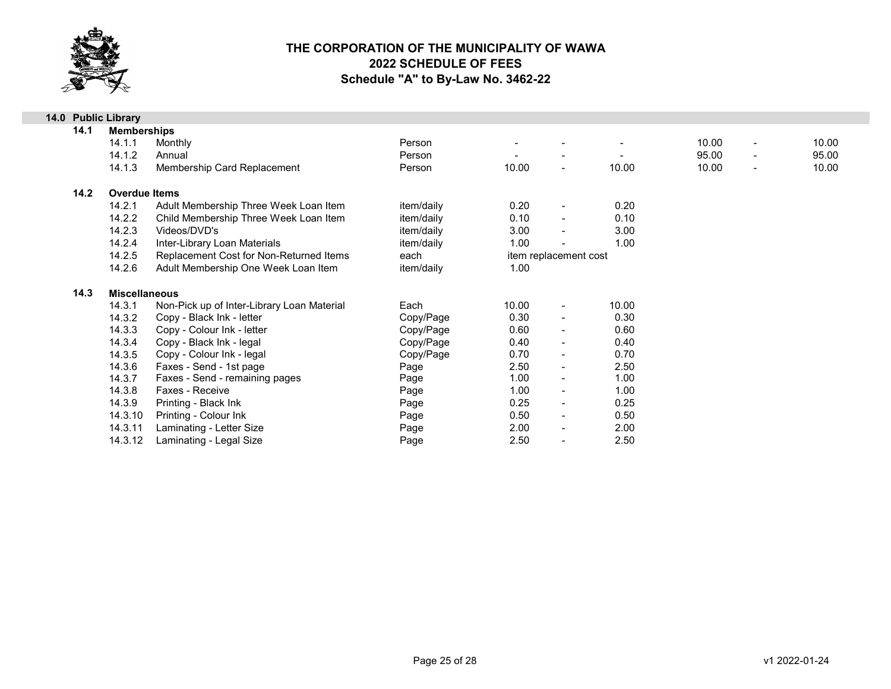# THE CORPORATION OF THE MUNICIPALITY OF WAWA
## 2022 SCHEDULE OF FEES
### Schedule "A" to By-Law No. 3462-22

| | | | | | | | | | | |
|---|---|---|---|---|---|---|---|---|---|---|
| **14.0** | **Public Library** | | | | | | | | | |
| **14.1** | **Memberships** | | | | | | | | | |
| | 14.1.1 | Monthly | Person | - | - | - | 10.00 | - | 10.00 |
| | 14.1.2 | Annual | Person | - | - | - | 95.00 | - | 95.00 |
| | 14.1.3 | Membership Card Replacement | Person | 10.00 | - | 10.00 | 10.00 | - | 10.00 |
| **14.2** | **Overdue Items** | | | | | | | | |
| | 14.2.1 | Adult Membership Three Week Loan Item | item/daily | 0.20 | - | 0.20 | | | |
| | 14.2.2 | Child Membership Three Week Loan Item | item/daily | 0.10 | - | 0.10 | | | |
| | 14.2.3 | Videos/DVD's | item/daily | 3.00 | - | 3.00 | | | |
| | 14.2.4 | Inter-Library Loan Materials | item/daily | 1.00 | - | 1.00 | | | |
| | 14.2.5 | Replacement Cost for Non-Returned Items | each | item replacement cost | | | | | |
| | 14.2.6 | Adult Membership One Week Loan Item | item/daily | 1.00 | | | | | |
| **14.3** | **Miscellaneous** | | | | | | | | |
| | 14.3.1 | Non-Pick up of Inter-Library Loan Material | Each | 10.00 | - | 10.00 | | | |
| | 14.3.2 | Copy - Black Ink - letter | Copy/Page | 0.30 | - | 0.30 | | | |
| | 14.3.3 | Copy - Colour Ink - letter | Copy/Page | 0.60 | - | 0.60 | | | |
| | 14.3.4 | Copy - Black Ink - legal | Copy/Page | 0.40 | - | 0.40 | | | |
| | 14.3.5 | Copy - Colour Ink - legal | Copy/Page | 0.70 | - | 0.70 | | | |
| | 14.3.6 | Faxes - Send - 1st page | Page | 2.50 | - | 2.50 | | | |
| | 14.3.7 | Faxes - Send - remaining pages | Page | 1.00 | - | 1.00 | | | |
| | 14.3.8 | Faxes - Receive | Page | 1.00 | - | 1.00 | | | |
| | 14.3.9 | Printing - Black Ink | Page | 0.25 | - | 0.25 | | | |
| | 14.3.10 | Printing - Colour Ink | Page | 0.50 | - | 0.50 | | | |
| | 14.3.11 | Laminating - Letter Size | Page | 2.00 | - | 2.00 | | | |
| | 14.3.12 | Laminating - Legal Size | Page | 2.50 | - | 2.50 | | | |

v1 2022-01-24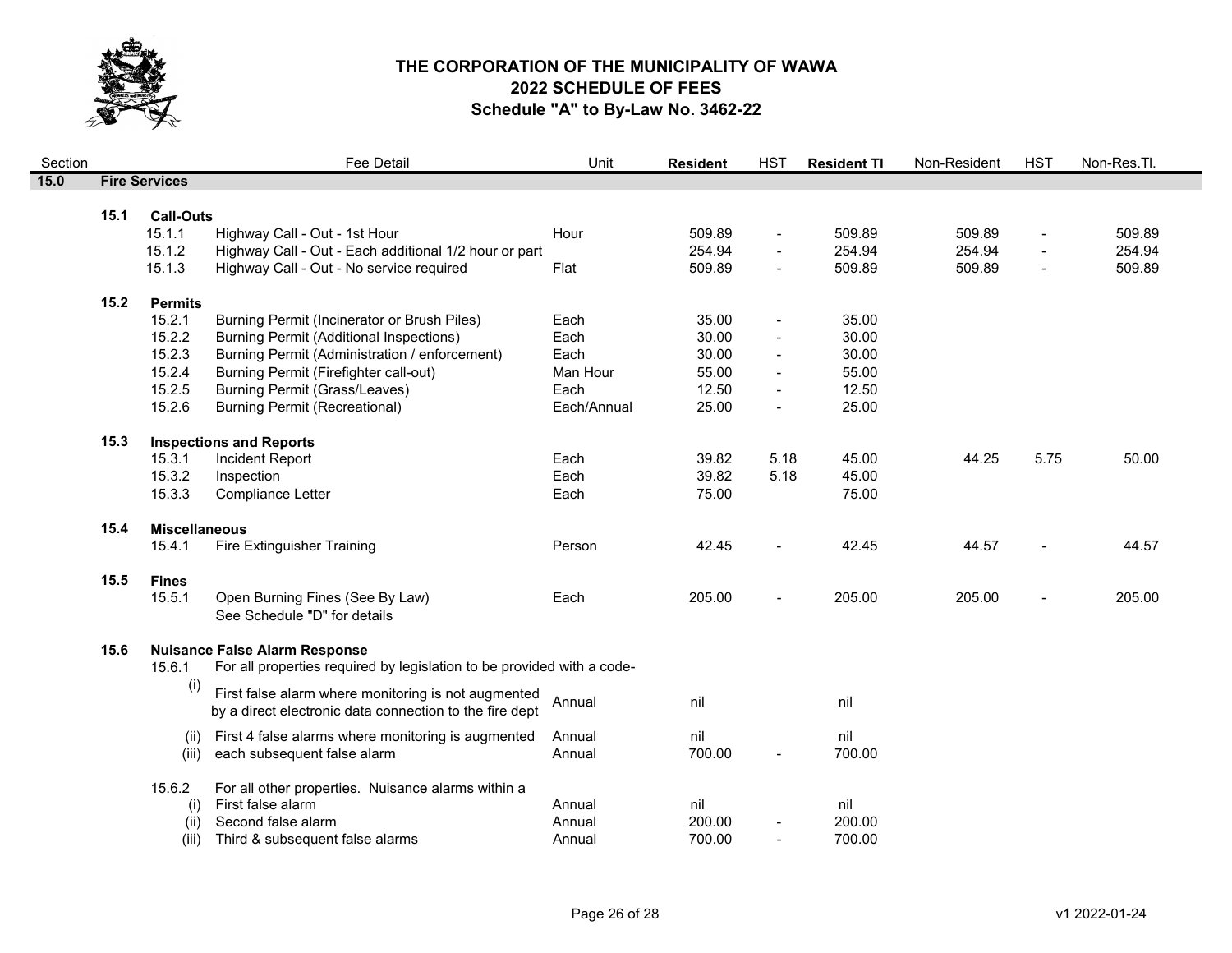# THE CORPORATION OF THE MUNICIPALITY OF WAWA
## 2022 SCHEDULE OF FEES
### Schedule "A" to By-Law No. 3462-22

| Section | | | Fee Detail | Unit | Resident | HST | Resident TI | Non-Resident | HST | Non-Res.TI. |
|---|---|---|---|---|---|---|---|---|---|---|
| **15.0** | **Fire Services** | | | | | | | | | |
| | **15.1** | **Call-Outs** | | | | | | | | |
| | | 15.1.1 | Highway Call - Out - 1st Hour | Hour | 509.89 | - | 509.89 | 509.89 | - | 509.89 |
| | | 15.1.2 | Highway Call - Out - Each additional 1/2 hour or part | | 254.94 | - | 254.94 | 254.94 | - | 254.94 |
| | | 15.1.3 | Highway Call - Out - No service required | Flat | 509.89 | - | 509.89 | 509.89 | - | 509.89 |
| | **15.2** | **Permits** | | | | | | | | |
| | | 15.2.1 | Burning Permit (Incinerator or Brush Piles) | Each | 35.00 | - | 35.00 | | | |
| | | 15.2.2 | Burning Permit (Additional Inspections) | Each | 30.00 | - | 30.00 | | | |
| | | 15.2.3 | Burning Permit (Administration / enforcement) | Each | 30.00 | - | 30.00 | | | |
| | | 15.2.4 | Burning Permit (Firefighter call-out) | Man Hour | 55.00 | - | 55.00 | | | |
| | | 15.2.5 | Burning Permit (Grass/Leaves) | Each | 12.50 | - | 12.50 | | | |
| | | 15.2.6 | Burning Permit (Recreational) | Each/Annual | 25.00 | - | 25.00 | | | |
| | **15.3** | **Inspections and Reports** | | | | | | | | |
| | | 15.3.1 | Incident Report | Each | 39.82 | 5.18 | 45.00 | 44.25 | 5.75 | 50.00 |
| | | 15.3.2 | Inspection | Each | 39.82 | 5.18 | 45.00 | | | |
| | | 15.3.3 | Compliance Letter | Each | 75.00 | | 75.00 | | | |
| | **15.4** | **Miscellaneous** | | | | | | | | |
| | | 15.4.1 | Fire Extinguisher Training | Person | 42.45 | - | 42.45 | 44.57 | - | 44.57 |
| | **15.5** | **Fines** | | | | | | | | |
| | | 15.5.1 | Open Burning Fines (See By Law) See Schedule "D" for details | Each | 205.00 | - | 205.00 | 205.00 | - | 205.00 |
| | **15.6** | **Nuisance False Alarm Response** | | | | | | | | |
| | | 15.6.1 | For all properties required by legislation to be provided with a code- | | | | | | | |
| | | (i) | First false alarm where monitoring is not augmented by a direct electronic data connection to the fire dept | Annual | nil | | nil | | | |
| | | (ii) | First 4 false alarms where monitoring is augmented | Annual | nil | | nil | | | |
| | | (iii) | each subsequent false alarm | Annual | 700.00 | - | 700.00 | | | |
| | | 15.6.2 | For all other properties. Nuisance alarms within a | | | | | | | |
| | | (i) | First false alarm | Annual | nil | | nil | | | |
| | | (ii) | Second false alarm | Annual | 200.00 | - | 200.00 | | | |
| | | (iii) | Third & subsequent false alarms | Annual | 700.00 | - | 700.00 | | | |

v1 2022-01-24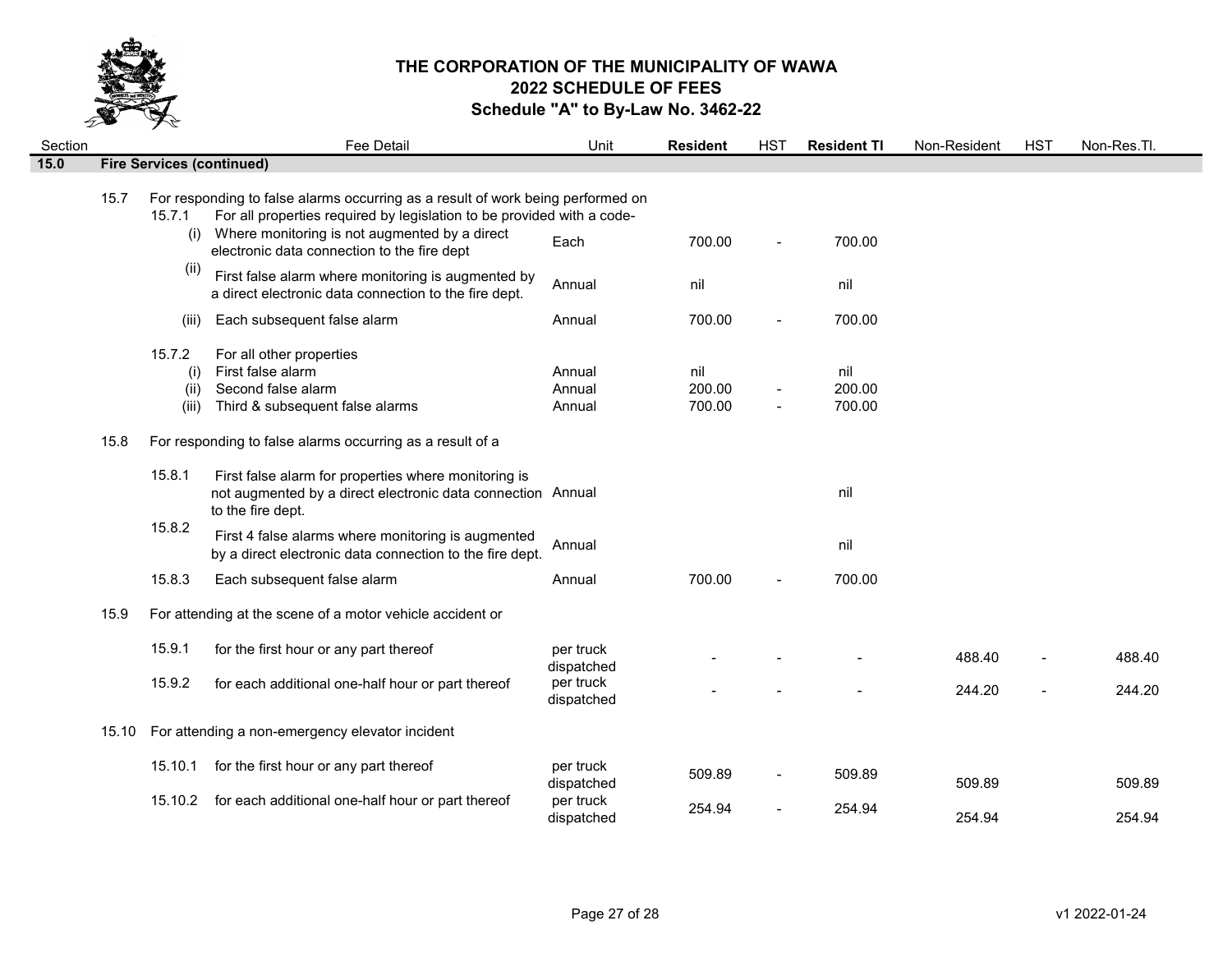# THE CORPORATION OF THE MUNICIPALITY OF WAWA
## 2022 SCHEDULE OF FEES
### Schedule "A" to By-Law No. 3462-22

| Section | | | Fee Detail | Unit | **Resident** | HST | **Resident TI** | Non-Resident | HST | Non-Res.TI. |
|---|---|---|---|---|---|---|---|---|---|---|
| **15.0** | **Fire Services (continued)** | | | | | | | | | |
| | 15.7 | | For responding to false alarms occurring as a result of work being performed on | | | | | | | |
| | | 15.7.1 | For all properties required by legislation to be provided with a code- | | | | | | | |
| | | (i) | Where monitoring is not augmented by a direct electronic data connection to the fire dept | Each | 700.00 | - | 700.00 | | | |
| | | (ii) | First false alarm where monitoring is augmented by a direct electronic data connection to the fire dept. | Annual | nil | | nil | | | |
| | | (iii) | Each subsequent false alarm | Annual | 700.00 | - | 700.00 | | | |
| | | 15.7.2 | For all other properties | | | | | | | |
| | | (i) | First false alarm | Annual | nil | | nil | | | |
| | | (ii) | Second false alarm | Annual | 200.00 | - | 200.00 | | | |
| | | (iii) | Third & subsequent false alarms | Annual | 700.00 | - | 700.00 | | | |
| | 15.8 | | For responding to false alarms occurring as a result of a | | | | | | | |
| | | 15.8.1 | First false alarm for properties where monitoring is not augmented by a direct electronic data connection to the fire dept. | Annual | | | nil | | | |
| | | 15.8.2 | First 4 false alarms where monitoring is augmented by a direct electronic data connection to the fire dept. | Annual | | | nil | | | |
| | | 15.8.3 | Each subsequent false alarm | Annual | 700.00 | - | 700.00 | | | |
| | 15.9 | | For attending at the scene of a motor vehicle accident or | | | | | | | |
| | | 15.9.1 | for the first hour or any part thereof | per truck dispatched | - | - | - | 488.40 | - | 488.40 |
| | | 15.9.2 | for each additional one-half hour or part thereof | per truck dispatched | - | - | - | 244.20 | - | 244.20 |
| | 15.10 | | For attending a non-emergency elevator incident | | | | | | | |
| | | 15.10.1 | for the first hour or any part thereof | per truck dispatched | 509.89 | - | 509.89 | 509.89 | | 509.89 |
| | | 15.10.2 | for each additional one-half hour or part thereof | per truck dispatched | 254.94 | - | 254.94 | 254.94 | | 254.94 |

v1 2022-01-24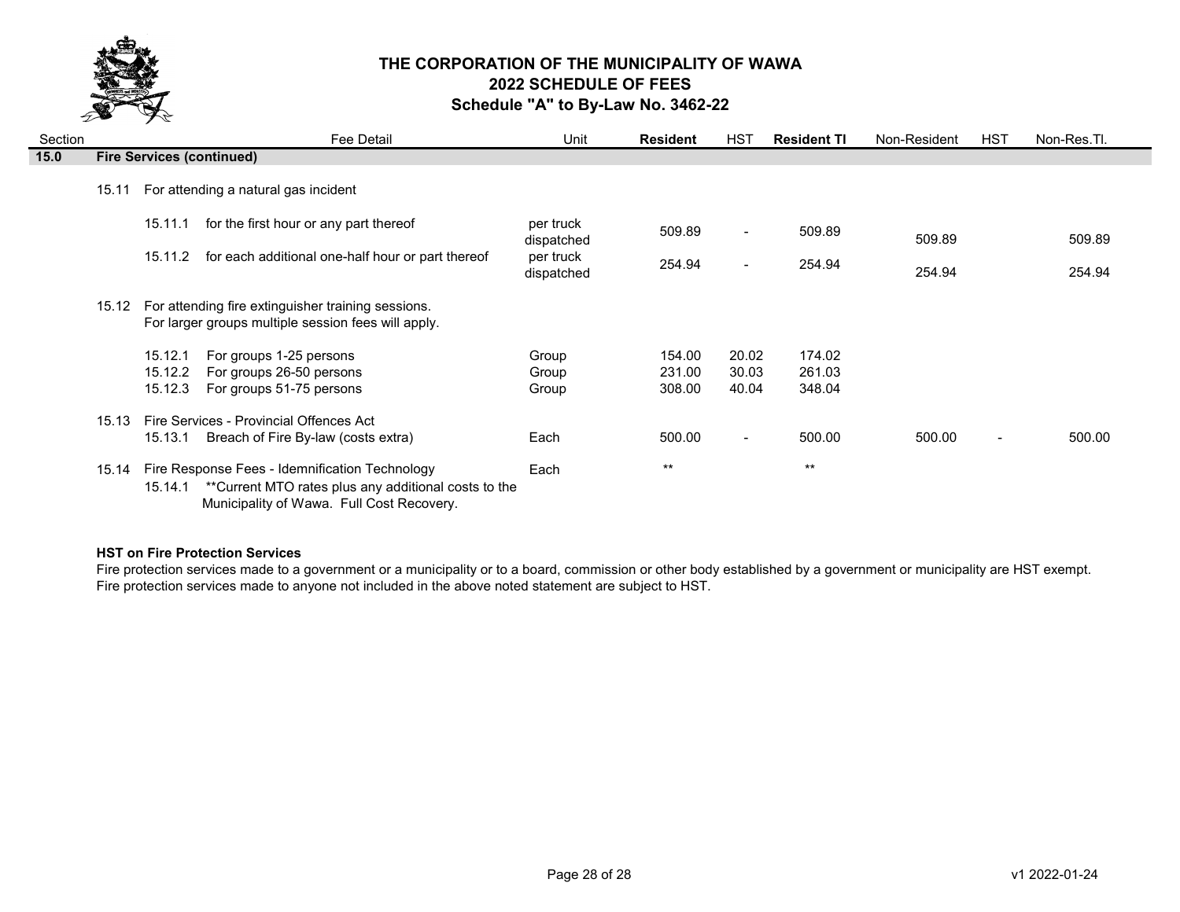# THE CORPORATION OF THE MUNICIPALITY OF WAWA
## 2022 SCHEDULE OF FEES
### Schedule "A" to By-Law No. 3462-22

| Section | Fee Detail | Unit | Resident | HST | Resident TI | Non-Resident | HST | Non-Res.TI. |
|---|---|---|---|---|---|---|---|---|
| **15.0** | **Fire Services (continued)** | | | | | | | |
| 15.11 | For attending a natural gas incident | | | | | | | |
| 15.11.1 | for the first hour or any part thereof | per truck dispatched | 509.89 | - | 509.89 | 509.89 | | 509.89 |
| 15.11.2 | for each additional one-half hour or part thereof | per truck dispatched | 254.94 | - | 254.94 | 254.94 | | 254.94 |
| 15.12 | For attending fire extinguisher training sessions. For larger groups multiple session fees will apply. | | | | | | | |
| 15.12.1 | For groups 1-25 persons | Group | 154.00 | 20.02 | 174.02 | | | |
| 15.12.2 | For groups 26-50 persons | Group | 231.00 | 30.03 | 261.03 | | | |
| 15.12.3 | For groups 51-75 persons | Group | 308.00 | 40.04 | 348.04 | | | |
| 15.13 | Fire Services - Provincial Offences Act | | | | | | | |
| 15.13.1 | Breach of Fire By-law (costs extra) | Each | 500.00 | - | 500.00 | 500.00 | - | 500.00 |
| 15.14 | Fire Response Fees - Idemnification Technology | Each | ** | | ** | | | |
| 15.14.1 | **Current MTO rates plus any additional costs to the Municipality of Wawa. Full Cost Recovery. | | | | | | | |

**HST on Fire Protection Services**

Fire protection services made to a government or a municipality or to a board, commission or other body established by a government or municipality are HST exempt. Fire protection services made to anyone not included in the above noted statement are subject to HST.

v1 2022-01-24